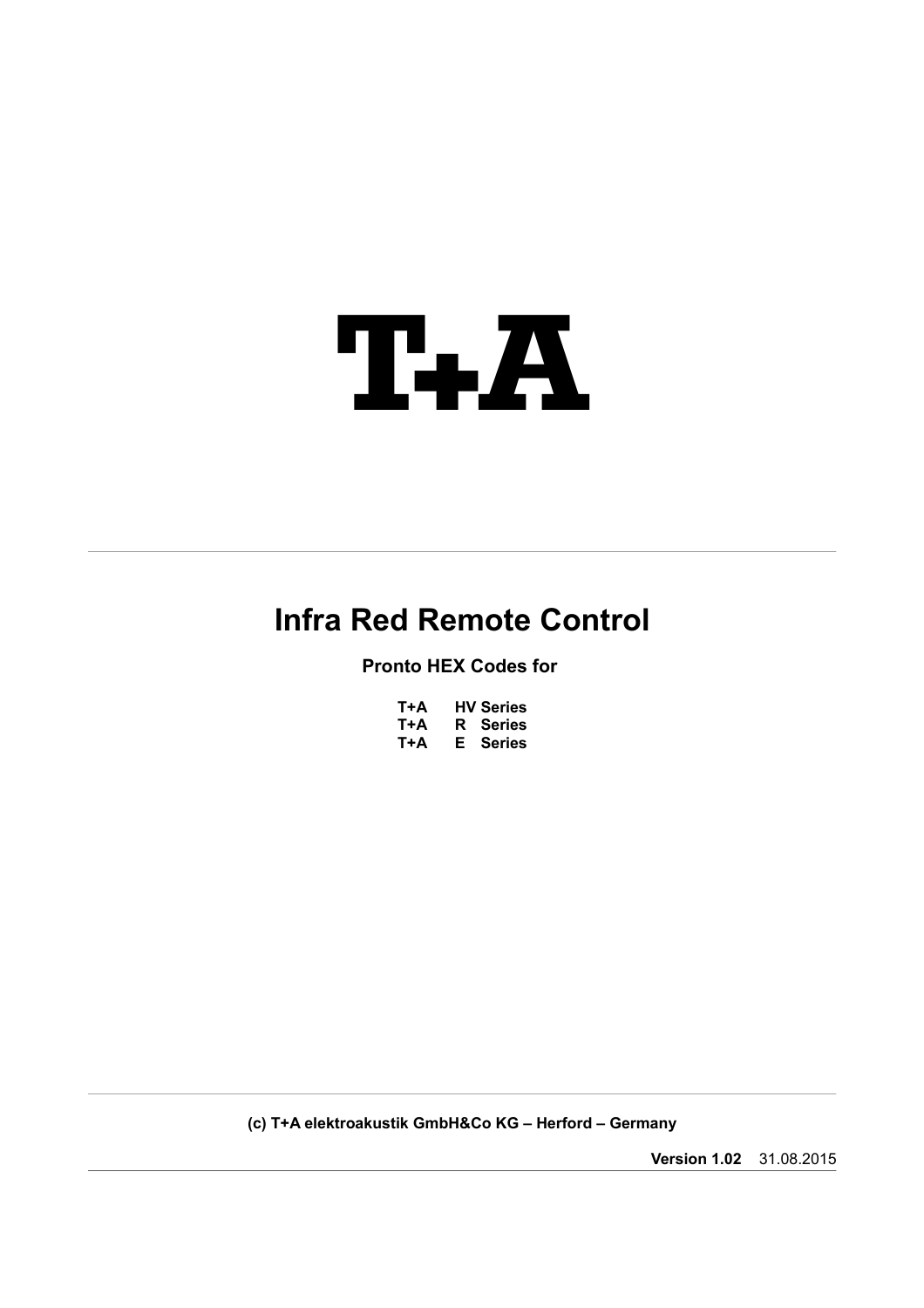# T+A

# Infra Red Remote Control

**Pronto HEX Codes for**

**T+A HV Series**
**T+A R Series**
**T+A E Series**

**(c) T+A elektroakustik GmbH&Co KG – Herford – Germany**

**Version 1.02** 31.08.2015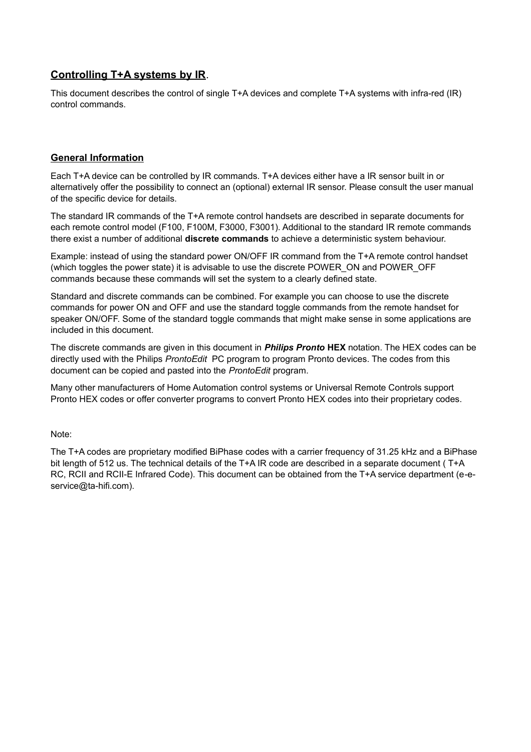## Controlling T+A systems by IR.

This document describes the control of single T+A devices and complete T+A systems with infra-red (IR) control commands.

## General Information

Each T+A device can be controlled by IR commands. T+A devices either have a IR sensor built in or alternatively offer the possibility to connect an (optional) external IR sensor. Please consult the user manual of the specific device for details.

The standard IR commands of the T+A remote control handsets are described in separate documents for each remote control model (F100, F100M, F3000, F3001). Additional to the standard IR remote commands there exist a number of additional **discrete commands** to achieve a deterministic system behaviour.

Example: instead of using the standard power ON/OFF IR command from the T+A remote control handset (which toggles the power state) it is advisable to use the discrete POWER_ON and POWER_OFF commands because these commands will set the system to a clearly defined state.

Standard and discrete commands can be combined. For example you can choose to use the discrete commands for power ON and OFF and use the standard toggle commands from the remote handset for speaker ON/OFF. Some of the standard toggle commands that might make sense in some applications are included in this document.

The discrete commands are given in this document in ***Philips Pronto*** **HEX** notation. The HEX codes can be directly used with the Philips *ProntoEdit* PC program to program Pronto devices. The codes from this document can be copied and pasted into the *ProntoEdit* program.

Many other manufacturers of Home Automation control systems or Universal Remote Controls support Pronto HEX codes or offer converter programs to convert Pronto HEX codes into their proprietary codes.

Note:

The T+A codes are proprietary modified BiPhase codes with a carrier frequency of 31.25 kHz and a BiPhase bit length of 512 us. The technical details of the T+A IR code are described in a separate document ( T+A RC, RCII and RCII-E Infrared Code). This document can be obtained from the T+A service department (e-e-service@ta-hifi.com).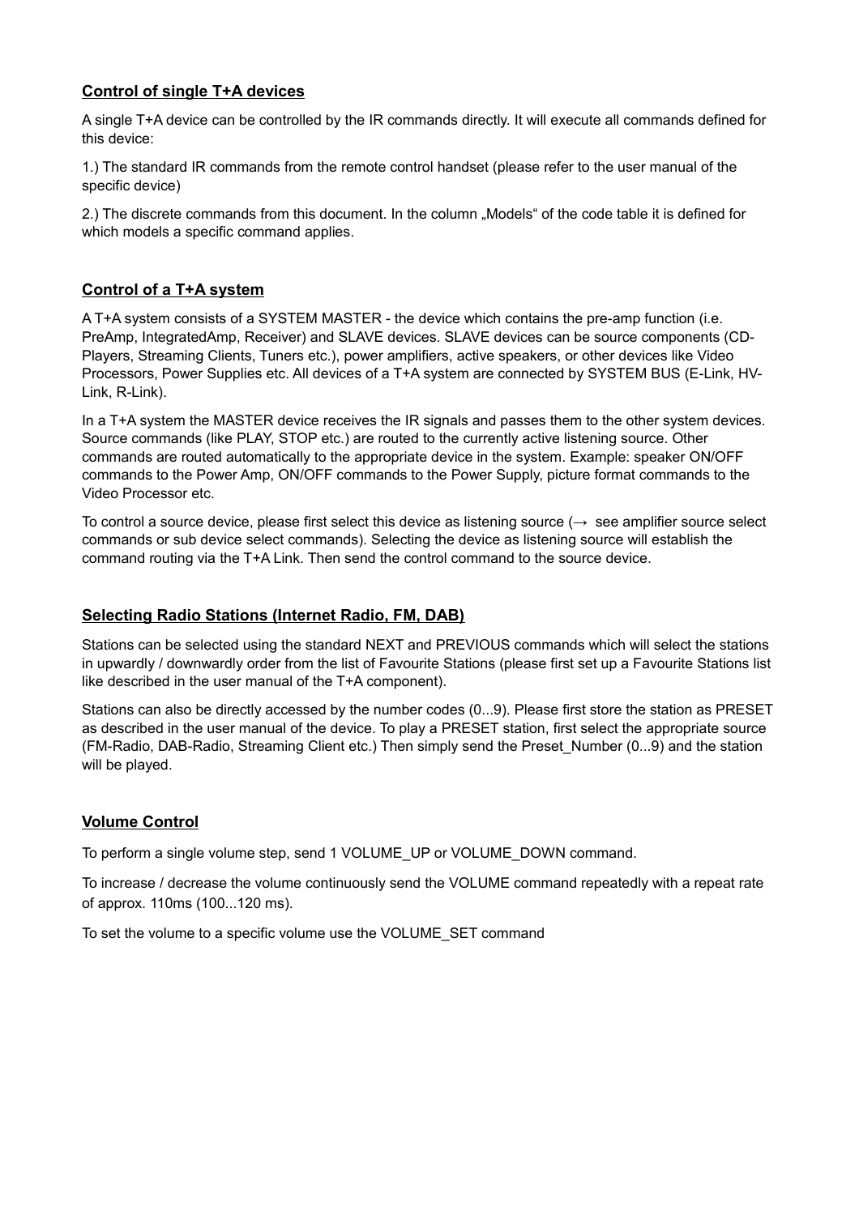## Control of single T+A devices

A single T+A device can be controlled by the IR commands directly. It will execute all commands defined for this device:

1.) The standard IR commands from the remote control handset (please refer to the user manual of the specific device)

2.) The discrete commands from this document. In the column „Models" of the code table it is defined for which models a specific command applies.

## Control of a T+A system

A T+A system consists of a SYSTEM MASTER - the device which contains the pre-amp function (i.e. PreAmp, IntegratedAmp, Receiver) and SLAVE devices. SLAVE devices can be source components (CD-Players, Streaming Clients, Tuners etc.), power amplifiers, active speakers, or other devices like Video Processors, Power Supplies etc. All devices of a T+A system are connected by SYSTEM BUS (E-Link, HV-Link, R-Link).

In a T+A system the MASTER device receives the IR signals and passes them to the other system devices. Source commands (like PLAY, STOP etc.) are routed to the currently active listening source. Other commands are routed automatically to the appropriate device in the system. Example: speaker ON/OFF commands to the Power Amp, ON/OFF commands to the Power Supply, picture format commands to the Video Processor etc.

To control a source device, please first select this device as listening source (→ see amplifier source select commands or sub device select commands). Selecting the device as listening source will establish the command routing via the T+A Link. Then send the control command to the source device.

## Selecting Radio Stations (Internet Radio, FM, DAB)

Stations can be selected using the standard NEXT and PREVIOUS commands which will select the stations in upwardly / downwardly order from the list of Favourite Stations (please first set up a Favourite Stations list like described in the user manual of the T+A component).

Stations can also be directly accessed by the number codes (0...9). Please first store the station as PRESET as described in the user manual of the device. To play a PRESET station, first select the appropriate source (FM-Radio, DAB-Radio, Streaming Client etc.) Then simply send the Preset_Number (0...9) and the station will be played.

## Volume Control

To perform a single volume step, send 1 VOLUME_UP or VOLUME_DOWN command.

To increase / decrease the volume continuously send the VOLUME command repeatedly with a repeat rate of approx. 110ms (100...120 ms).

To set the volume to a specific volume use the VOLUME_SET command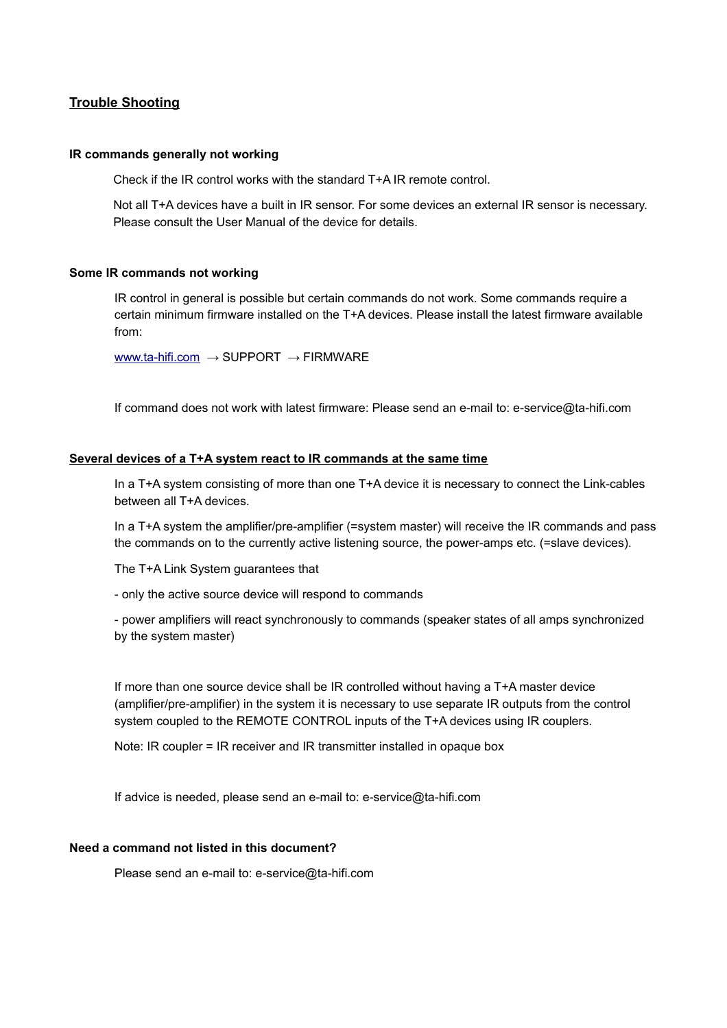## Trouble Shooting

### IR commands generally not working

Check if the IR control works with the standard T+A IR remote control.

Not all T+A devices have a built in IR sensor. For some devices an external IR sensor is necessary. Please consult the User Manual of the device for details.

### Some IR commands not working

IR control in general is possible but certain commands do not work. Some commands require a certain minimum firmware installed on the T+A devices. Please install the latest firmware available from:

www.ta-hifi.com → SUPPORT → FIRMWARE

If command does not work with latest firmware: Please send an e-mail to: e-service@ta-hifi.com

### Several devices of a T+A system react to IR commands at the same time

In a T+A system consisting of more than one T+A device it is necessary to connect the Link-cables between all T+A devices.

In a T+A system the amplifier/pre-amplifier (=system master) will receive the IR commands and pass the commands on to the currently active listening source, the power-amps etc. (=slave devices).

The T+A Link System guarantees that

- only the active source device will respond to commands

- power amplifiers will react synchronously to commands (speaker states of all amps synchronized by the system master)

If more than one source device shall be IR controlled without having a T+A master device (amplifier/pre-amplifier) in the system it is necessary to use separate IR outputs from the control system coupled to the REMOTE CONTROL inputs of the T+A devices using IR couplers.

Note: IR coupler = IR receiver and IR transmitter installed in opaque box

If advice is needed, please send an e-mail to: e-service@ta-hifi.com

### Need a command not listed in this document?

Please send an e-mail to: e-service@ta-hifi.com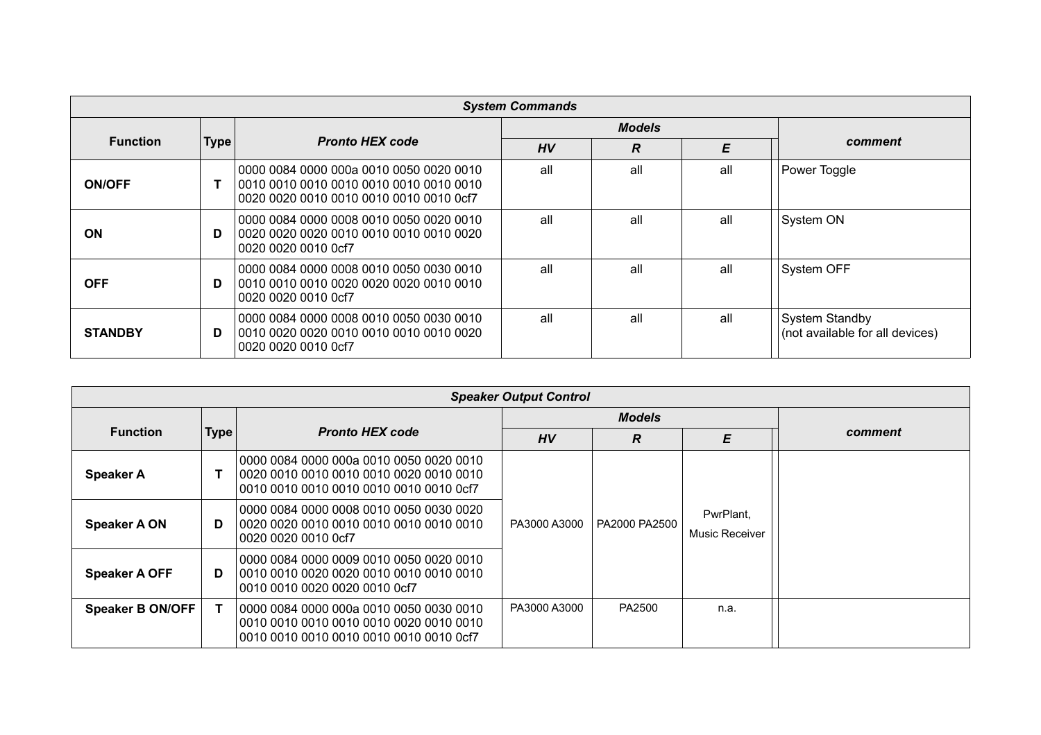| *System Commands* | | | | | | | |
|---|---|---|---|---|---|---|---|
| **Function** | **Type** | ***Pronto HEX code*** | ***Models*** | | | | ***comment*** |
| | | | ***HV*** | ***R*** | ***E*** | | |
| **ON/OFF** | **T** | 0000 0084 0000 000a 0010 0050 0020 0010 0010 0010 0010 0010 0010 0010 0010 0010 0020 0020 0010 0010 0010 0010 0010 0cf7 | all | all | all | | Power Toggle |
| **ON** | **D** | 0000 0084 0000 0008 0010 0050 0020 0010 0020 0020 0020 0010 0010 0010 0010 0020 0020 0020 0010 0cf7 | all | all | all | | System ON |
| **OFF** | **D** | 0000 0084 0000 0008 0010 0050 0030 0010 0010 0010 0010 0020 0020 0020 0010 0010 0020 0020 0010 0cf7 | all | all | all | | System OFF |
| **STANDBY** | **D** | 0000 0084 0000 0008 0010 0050 0030 0010 0010 0020 0020 0010 0010 0010 0010 0020 0020 0020 0010 0cf7 | all | all | all | | System Standby (not available for all devices) |

| *Speaker Output Control* | | | | | | | |
|---|---|---|---|---|---|---|---|
| **Function** | **Type** | ***Pronto HEX code*** | ***Models*** | | | | ***comment*** |
| | | | ***HV*** | ***R*** | ***E*** | | |
| **Speaker A** | **T** | 0000 0084 0000 000a 0010 0050 0020 0010 0020 0010 0010 0010 0010 0020 0010 0010 0010 0010 0010 0010 0010 0010 0010 0cf7 | PA3000 A3000 | PA2000 PA2500 | PwrPlant, Music Receiver | | |
| **Speaker A ON** | **D** | 0000 0084 0000 0008 0010 0050 0030 0020 0020 0020 0010 0010 0010 0010 0010 0010 0020 0020 0010 0cf7 | PA3000 A3000 | PA2000 PA2500 | PwrPlant, Music Receiver | | |
| **Speaker A OFF** | **D** | 0000 0084 0000 0009 0010 0050 0020 0010 0010 0010 0020 0020 0010 0010 0010 0010 0010 0010 0020 0020 0010 0cf7 | PA3000 A3000 | PA2000 PA2500 | PwrPlant, Music Receiver | | |
| **Speaker B ON/OFF** | **T** | 0000 0084 0000 000a 0010 0050 0030 0010 0010 0010 0010 0010 0010 0020 0010 0010 0010 0010 0010 0010 0010 0010 0010 0cf7 | PA3000 A3000 | PA2500 | n.a. | | |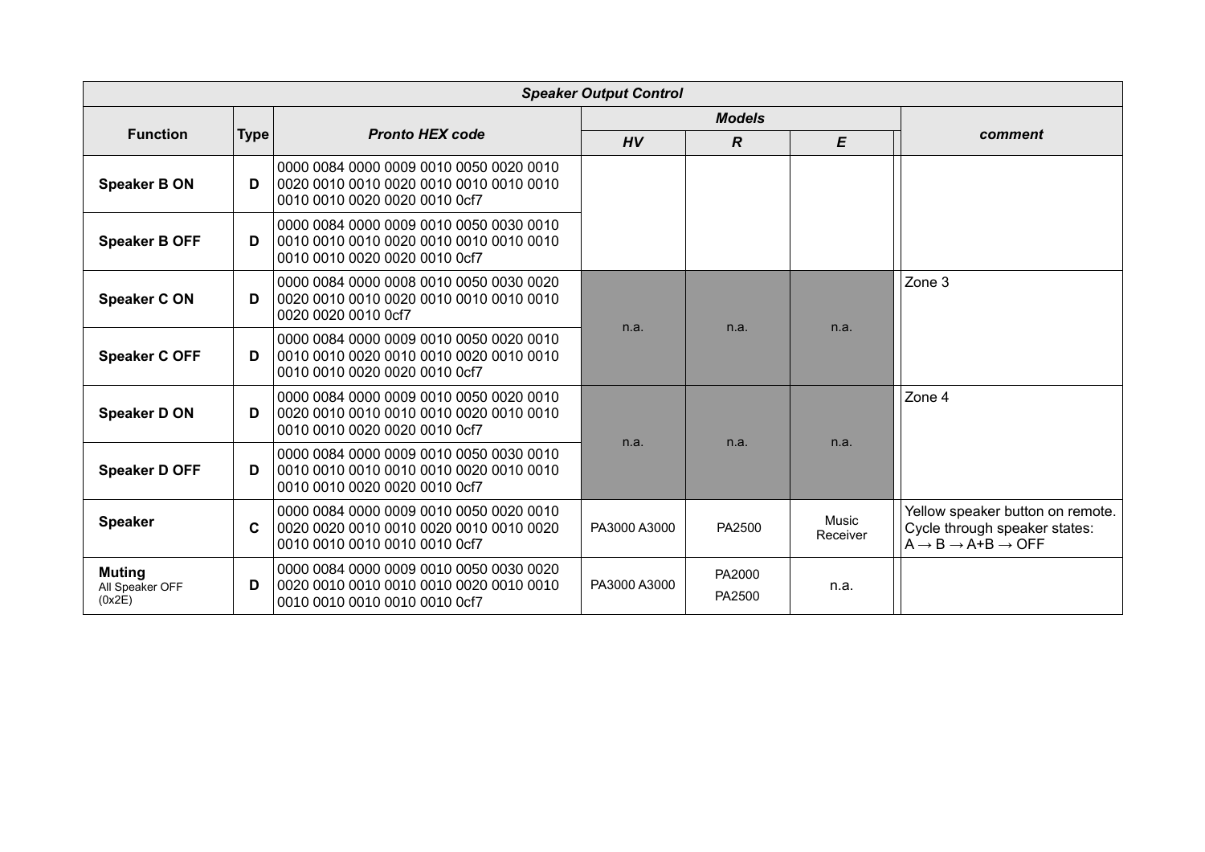| *Speaker Output Control* | | | | | | |
|---|---|---|---|---|---|---|
| **Function** | **Type** | ***Pronto HEX code*** | ***Models*** | | | ***comment*** |
| | | | ***HV*** | ***R*** | ***E*** | |
| **Speaker B ON** | **D** | 0000 0084 0000 0009 0010 0050 0020 0010 0020 0010 0010 0020 0010 0010 0010 0010 0010 0010 0020 0020 0010 0cf7 | | | | |
| **Speaker B OFF** | **D** | 0000 0084 0000 0009 0010 0050 0030 0010 0010 0010 0010 0020 0010 0010 0010 0010 0010 0010 0020 0020 0010 0cf7 | | | | |
| **Speaker C ON** | **D** | 0000 0084 0000 0008 0010 0050 0030 0020 0020 0010 0010 0020 0010 0010 0010 0010 0020 0020 0010 0cf7 | n.a. | n.a. | n.a. | Zone 3 |
| **Speaker C OFF** | **D** | 0000 0084 0000 0009 0010 0050 0020 0010 0010 0010 0020 0010 0010 0020 0010 0010 0010 0010 0020 0020 0010 0cf7 | | | | |
| **Speaker D ON** | **D** | 0000 0084 0000 0009 0010 0050 0020 0010 0020 0010 0010 0010 0010 0020 0010 0010 0010 0010 0020 0020 0010 0cf7 | n.a. | n.a. | n.a. | Zone 4 |
| **Speaker D OFF** | **D** | 0000 0084 0000 0009 0010 0050 0030 0010 0010 0010 0010 0010 0010 0020 0010 0010 0010 0010 0020 0020 0010 0cf7 | | | | |
| **Speaker** | **C** | 0000 0084 0000 0009 0010 0050 0020 0010 0020 0020 0010 0010 0020 0010 0010 0020 0010 0010 0010 0010 0010 0cf7 | PA3000 A3000 | PA2500 | Music Receiver | Yellow speaker button on remote. Cycle through speaker states: A → B → A+B → OFF |
| **Muting** All Speaker OFF (0x2E) | **D** | 0000 0084 0000 0009 0010 0050 0030 0020 0020 0010 0010 0010 0010 0020 0010 0010 0010 0010 0010 0010 0010 0cf7 | PA3000 A3000 | PA2000 PA2500 | n.a. | |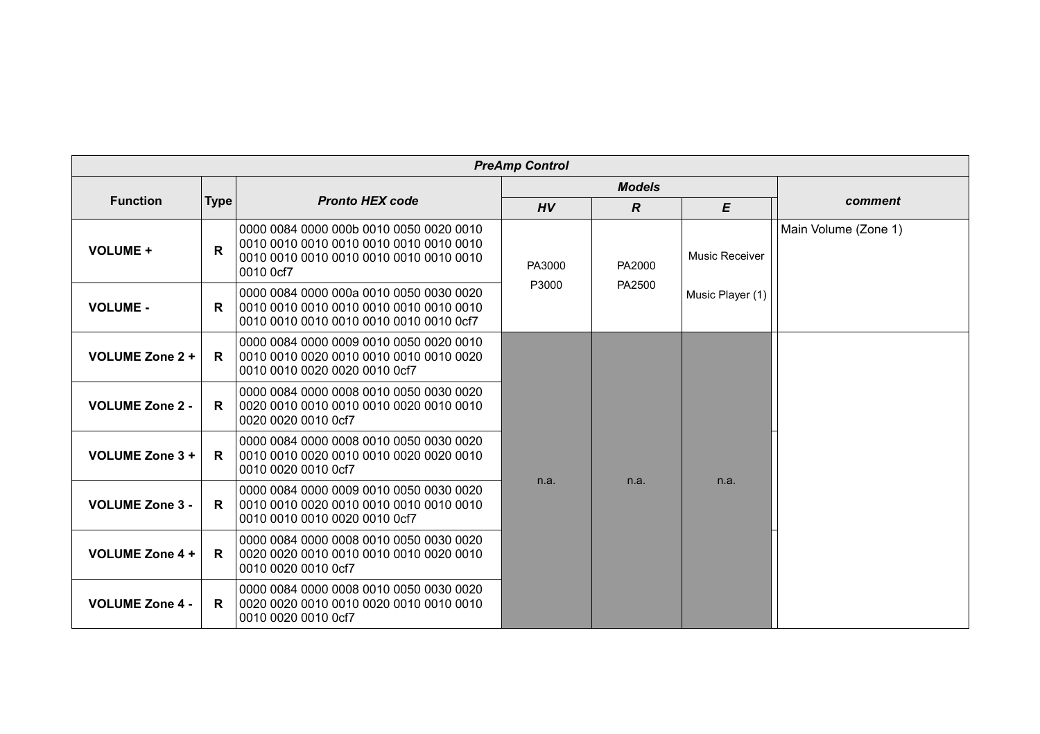| *PreAmp Control* | | | | | | |
|---|---|---|---|---|---|---|
| **Function** | **Type** | ***Pronto HEX code*** | ***Models*** | | | **comment** |
| | | | ***HV*** | ***R*** | ***E*** | |
| **VOLUME +** | **R** | 0000 0084 0000 000b 0010 0050 0020 0010 0010 0010 0010 0010 0010 0010 0010 0010 0010 0010 0010 0010 0010 0010 0010 0010 0010 0cf7 | PA3000 P3000 | PA2000 PA2500 | Music Receiver Music Player (1) | Main Volume (Zone 1) |
| **VOLUME -** | **R** | 0000 0084 0000 000a 0010 0050 0030 0020 0010 0010 0010 0010 0010 0010 0010 0010 0010 0010 0010 0010 0010 0010 0010 0cf7 | | | | |
| **VOLUME Zone 2 +** | **R** | 0000 0084 0000 0009 0010 0050 0020 0010 0010 0010 0020 0010 0010 0010 0010 0020 0010 0010 0020 0020 0010 0cf7 | n.a. | n.a. | n.a. | |
| **VOLUME Zone 2 -** | **R** | 0000 0084 0000 0008 0010 0050 0030 0020 0020 0010 0010 0010 0010 0020 0010 0010 0020 0020 0010 0cf7 | | | | |
| **VOLUME Zone 3 +** | **R** | 0000 0084 0000 0008 0010 0050 0030 0020 0010 0010 0020 0010 0010 0020 0020 0010 0010 0020 0010 0cf7 | | | | |
| **VOLUME Zone 3 -** | **R** | 0000 0084 0000 0009 0010 0050 0030 0020 0010 0010 0020 0010 0010 0010 0010 0010 0010 0010 0010 0020 0010 0cf7 | | | | |
| **VOLUME Zone 4 +** | **R** | 0000 0084 0000 0008 0010 0050 0030 0020 0020 0020 0010 0010 0010 0010 0020 0010 0010 0020 0010 0cf7 | | | | |
| **VOLUME Zone 4 -** | **R** | 0000 0084 0000 0008 0010 0050 0030 0020 0020 0020 0010 0010 0020 0010 0010 0010 0010 0020 0010 0cf7 | | | | |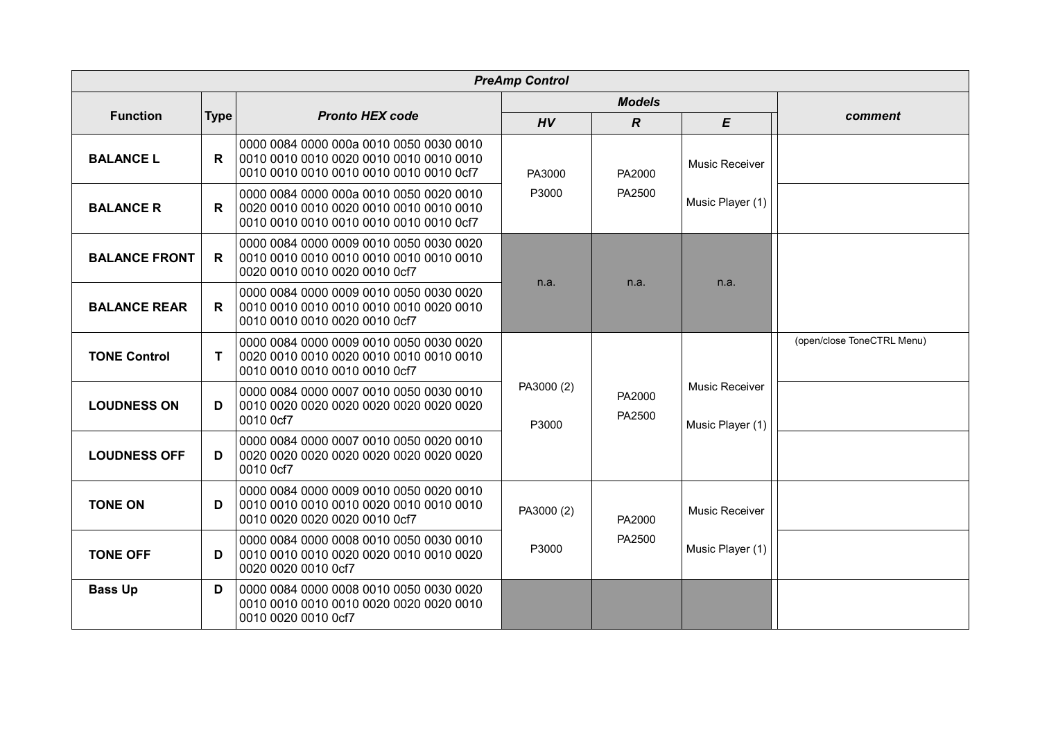| *PreAmp Control* | | | | | | |
|---|---|---|---|---|---|---|
| **Function** | **Type** | ***Pronto HEX code*** | ***Models*** | | | ***comment*** |
| | | | ***HV*** | ***R*** | ***E*** | |
| **BALANCE L** | **R** | 0000 0084 0000 000a 0010 0050 0030 0010 0010 0010 0010 0020 0010 0010 0010 0010 0010 0010 0010 0010 0010 0010 0010 0cf7 | PA3000<br>P3000 | PA2000<br>PA2500 | Music Receiver<br>Music Player (1) | |
| **BALANCE R** | **R** | 0000 0084 0000 000a 0010 0050 0020 0010 0020 0010 0010 0020 0010 0010 0010 0010 0010 0010 0010 0010 0010 0010 0010 0cf7 | | | | |
| **BALANCE FRONT** | **R** | 0000 0084 0000 0009 0010 0050 0030 0020 0010 0010 0010 0010 0010 0010 0010 0010 0020 0010 0010 0020 0010 0cf7 | n.a. | n.a. | n.a. | |
| **BALANCE REAR** | **R** | 0000 0084 0000 0009 0010 0050 0030 0020 0010 0010 0010 0010 0010 0010 0020 0010 0010 0010 0010 0020 0010 0cf7 | | | | |
| **TONE Control** | **T** | 0000 0084 0000 0009 0010 0050 0030 0020 0020 0010 0010 0020 0010 0010 0010 0010 0010 0010 0010 0010 0010 0cf7 | PA3000 (2)<br>P3000 | PA2000<br>PA2500 | Music Receiver<br>Music Player (1) | (open/close ToneCTRL Menu) |
| **LOUDNESS ON** | **D** | 0000 0084 0000 0007 0010 0050 0030 0010 0010 0020 0020 0020 0020 0020 0020 0020 0010 0cf7 | | | | |
| **LOUDNESS OFF** | **D** | 0000 0084 0000 0007 0010 0050 0020 0010 0020 0020 0020 0020 0020 0020 0020 0020 0010 0cf7 | | | | |
| **TONE ON** | **D** | 0000 0084 0000 0009 0010 0050 0020 0010 0010 0010 0010 0010 0020 0010 0010 0010 0010 0020 0020 0020 0010 0cf7 | PA3000 (2)<br>P3000 | PA2000<br>PA2500 | Music Receiver<br>Music Player (1) | |
| **TONE OFF** | **D** | 0000 0084 0000 0008 0010 0050 0030 0010 0010 0010 0010 0020 0020 0010 0010 0020 0020 0020 0010 0cf7 | | | | |
| **Bass Up** | **D** | 0000 0084 0000 0008 0010 0050 0030 0020 0010 0010 0010 0010 0020 0020 0020 0010 0010 0020 0010 0cf7 | | | | |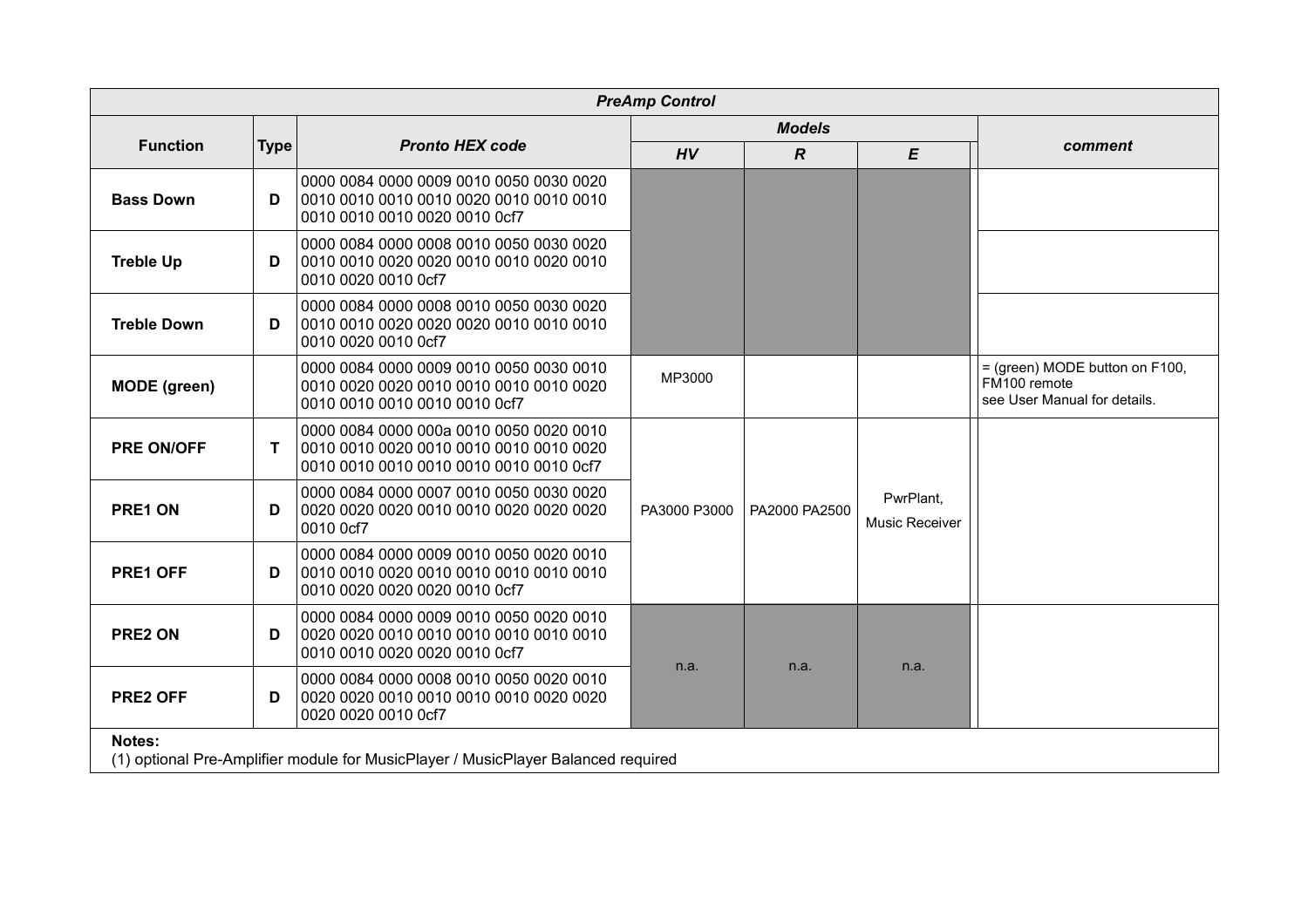| *PreAmp Control* | | | | | | |
|---|---|---|---|---|---|---|
| **Function** | **Type** | ***Pronto HEX code*** | ***Models*** | | | ***comment*** |
| | | | ***HV*** | ***R*** | ***E*** | |
| **Bass Down** | **D** | 0000 0084 0000 0009 0010 0050 0030 0020 0010 0010 0010 0010 0020 0010 0010 0010 0010 0010 0010 0020 0010 0cf7 | | | | |
| **Treble Up** | **D** | 0000 0084 0000 0008 0010 0050 0030 0020 0010 0010 0020 0020 0010 0010 0020 0010 0010 0020 0010 0cf7 | | | | |
| **Treble Down** | **D** | 0000 0084 0000 0008 0010 0050 0030 0020 0010 0010 0020 0020 0020 0010 0010 0010 0010 0020 0010 0cf7 | | | | |
| **MODE (green)** | | 0000 0084 0000 0009 0010 0050 0030 0010 0010 0020 0020 0010 0010 0010 0010 0020 0010 0010 0010 0010 0010 0cf7 | MP3000 | | | = (green) MODE button on F100, FM100 remote see User Manual for details. |
| **PRE ON/OFF** | **T** | 0000 0084 0000 000a 0010 0050 0020 0010 0010 0010 0020 0010 0010 0010 0010 0020 0010 0010 0010 0010 0010 0010 0010 0cf7 | PA3000 P3000 | PA2000 PA2500 | PwrPlant, Music Receiver | |
| **PRE1 ON** | **D** | 0000 0084 0000 0007 0010 0050 0030 0020 0020 0020 0020 0010 0010 0020 0020 0020 0010 0cf7 | | | | |
| **PRE1 OFF** | **D** | 0000 0084 0000 0009 0010 0050 0020 0010 0010 0010 0020 0010 0010 0010 0010 0010 0010 0020 0020 0020 0010 0cf7 | | | | |
| **PRE2 ON** | **D** | 0000 0084 0000 0009 0010 0050 0020 0010 0020 0020 0010 0010 0010 0010 0010 0010 0010 0010 0020 0020 0010 0cf7 | n.a. | n.a. | n.a. | |
| **PRE2 OFF** | **D** | 0000 0084 0000 0008 0010 0050 0020 0010 0020 0020 0010 0010 0010 0010 0020 0020 0020 0020 0010 0cf7 | | | | |

**Notes:**
(1) optional Pre-Amplifier module for MusicPlayer / MusicPlayer Balanced required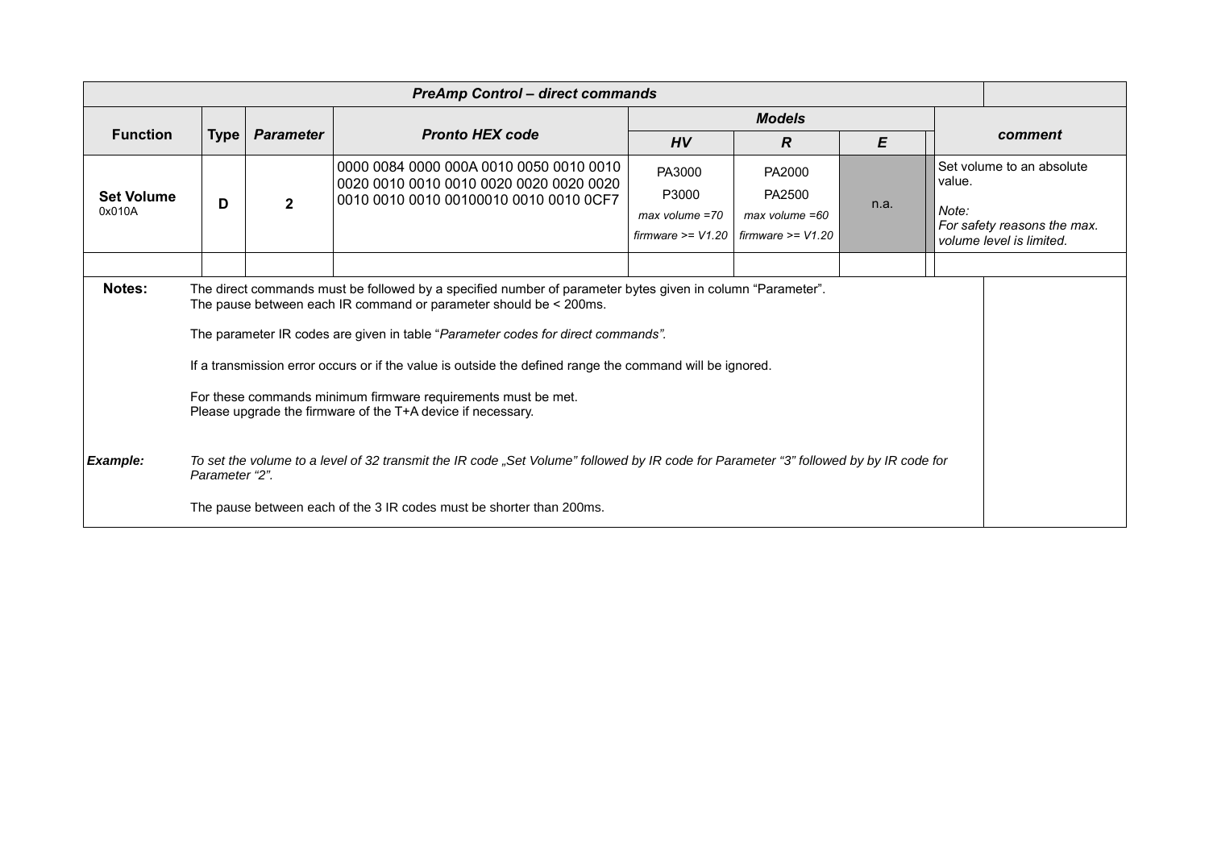| *PreAmp Control – direct commands* | | | | | | | |
|---|---|---|---|---|---|---|---|
| **Function** | **Type** | ***Parameter*** | ***Pronto HEX code*** | ***Models*** | | | ***comment*** |
| | | | | ***HV*** | ***R*** | ***E*** | |
| **Set Volume** 0x010A | **D** | **2** | 0000 0084 0000 000A 0010 0050 0010 0010 0020 0010 0010 0010 0020 0020 0020 0020 0010 0010 0010 00100010 0010 0010 0CF7 | PA3000<br>P3000<br>*max volume =70*<br>*firmware >= V1.20* | PA2000<br>PA2500<br>*max volume =60*<br>*firmware >= V1.20* | n.a. | Set volume to an absolute value.<br>*Note:*<br>*For safety reasons the max. volume level is limited.* |
| | | | | | | | |

**Notes:**

The direct commands must be followed by a specified number of parameter bytes given in column "Parameter".
The pause between each IR command or parameter should be < 200ms.

The parameter IR codes are given in table "*Parameter codes for direct commands".*

If a transmission error occurs or if the value is outside the defined range the command will be ignored.

For these commands minimum firmware requirements must be met.
Please upgrade the firmware of the T+A device if necessary.

***Example:***

*To set the volume to a level of 32 transmit the IR code „Set Volume" followed by IR code for Parameter "3" followed by by IR code for Parameter "2".*

The pause between each of the 3 IR codes must be shorter than 200ms.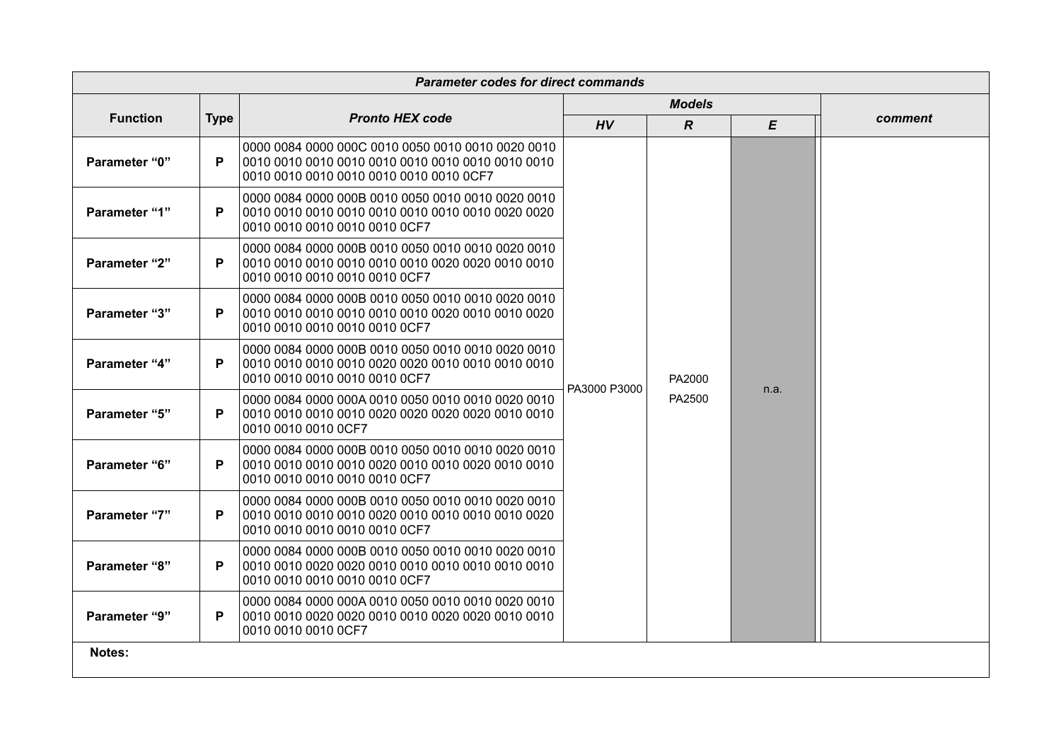| Parameter codes for direct commands | | | | | | |
|---|---|---|---|---|---|---|
| **Function** | **Type** | ***Pronto HEX code*** | ***Models*** | | | ***comment*** |
| | | | ***HV*** | ***R*** | ***E*** | |
| **Parameter "0"** | **P** | 0000 0084 0000 000C 0010 0050 0010 0010 0020 0010 0010 0010 0010 0010 0010 0010 0010 0010 0010 0010 0010 0010 0010 0010 0010 0010 0010 0CF7 | PA3000 P3000 | PA2000 PA2500 | n.a. | |
| **Parameter "1"** | **P** | 0000 0084 0000 000B 0010 0050 0010 0010 0020 0010 0010 0010 0010 0010 0010 0010 0010 0010 0020 0020 0010 0010 0010 0010 0010 0CF7 | | | | |
| **Parameter "2"** | **P** | 0000 0084 0000 000B 0010 0050 0010 0010 0020 0010 0010 0010 0010 0010 0010 0010 0020 0020 0010 0010 0010 0010 0010 0010 0010 0CF7 | | | | |
| **Parameter "3"** | **P** | 0000 0084 0000 000B 0010 0050 0010 0010 0020 0010 0010 0010 0010 0010 0010 0010 0020 0010 0010 0020 0010 0010 0010 0010 0010 0CF7 | | | | |
| **Parameter "4"** | **P** | 0000 0084 0000 000B 0010 0050 0010 0010 0020 0010 0010 0010 0010 0010 0020 0020 0010 0010 0010 0010 0010 0010 0010 0010 0010 0CF7 | | | | |
| **Parameter "5"** | **P** | 0000 0084 0000 000A 0010 0050 0010 0010 0020 0010 0010 0010 0010 0010 0020 0020 0020 0020 0010 0010 0010 0010 0010 0CF7 | | | | |
| **Parameter "6"** | **P** | 0000 0084 0000 000B 0010 0050 0010 0010 0020 0010 0010 0010 0010 0010 0020 0010 0010 0020 0010 0010 0010 0010 0010 0010 0010 0CF7 | | | | |
| **Parameter "7"** | **P** | 0000 0084 0000 000B 0010 0050 0010 0010 0020 0010 0010 0010 0010 0010 0020 0010 0010 0010 0010 0020 0010 0010 0010 0010 0010 0CF7 | | | | |
| **Parameter "8"** | **P** | 0000 0084 0000 000B 0010 0050 0010 0010 0020 0010 0010 0010 0020 0020 0010 0010 0010 0010 0010 0010 0010 0010 0010 0010 0010 0CF7 | | | | |
| **Parameter "9"** | **P** | 0000 0084 0000 000A 0010 0050 0010 0010 0020 0010 0010 0010 0020 0020 0010 0010 0020 0020 0010 0010 0010 0010 0010 0CF7 | | | | |

**Notes:**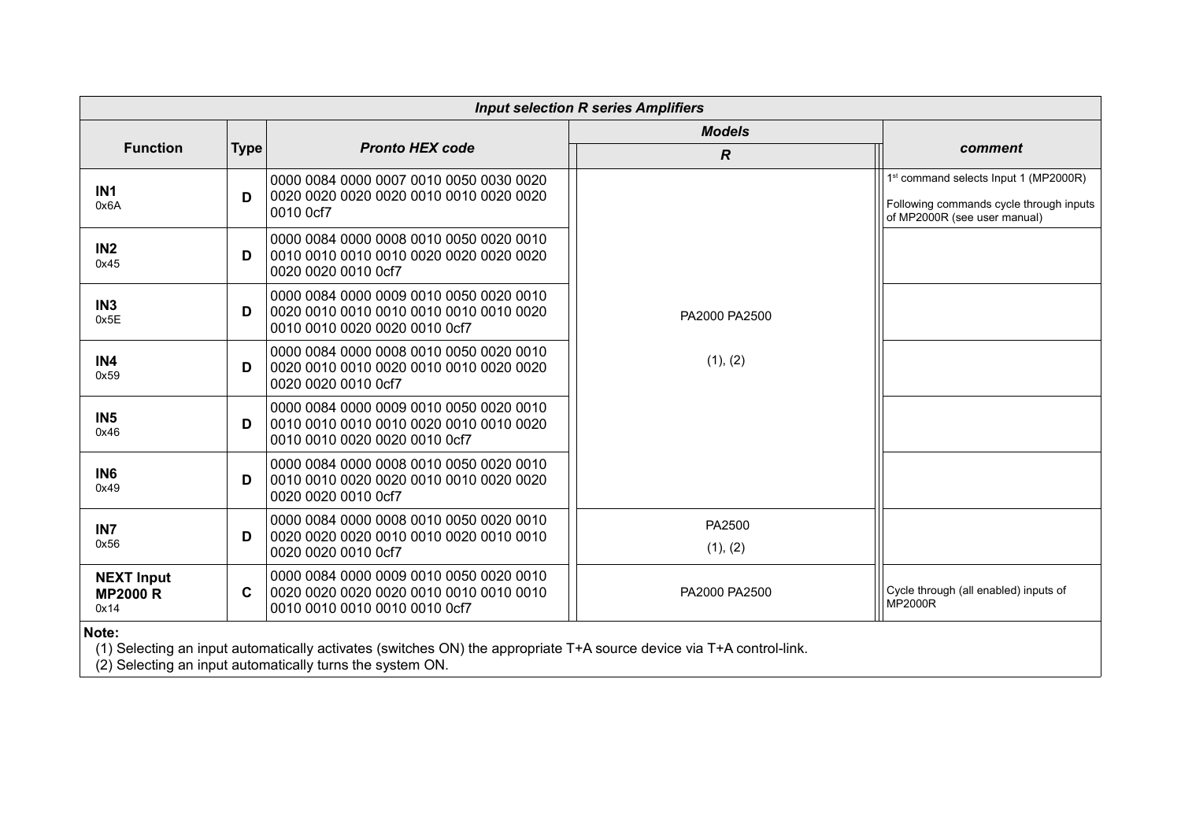| *Input selection R series Amplifiers* | | | | |
|---|---|---|---|---|
| **Function** | **Type** | ***Pronto HEX code*** | ***Models*** | ***comment*** |
| | | | ***R*** | |
| **IN1** 0x6A | **D** | 0000 0084 0000 0007 0010 0050 0030 0020 0020 0020 0020 0020 0010 0010 0020 0020 0010 0cf7 | PA2000 PA2500 (1), (2) | 1st command selects Input 1 (MP2000R) Following commands cycle through inputs of MP2000R (see user manual) |
| **IN2** 0x45 | **D** | 0000 0084 0000 0008 0010 0050 0020 0010 0010 0010 0010 0010 0020 0020 0020 0020 0020 0020 0010 0cf7 | PA2000 PA2500 (1), (2) | |
| **IN3** 0x5E | **D** | 0000 0084 0000 0009 0010 0050 0020 0010 0020 0010 0010 0010 0010 0010 0010 0020 0010 0010 0020 0020 0010 0cf7 | PA2000 PA2500 (1), (2) | |
| **IN4** 0x59 | **D** | 0000 0084 0000 0008 0010 0050 0020 0010 0020 0010 0010 0020 0010 0010 0020 0020 0020 0020 0010 0cf7 | PA2000 PA2500 (1), (2) | |
| **IN5** 0x46 | **D** | 0000 0084 0000 0009 0010 0050 0020 0010 0010 0010 0010 0010 0020 0010 0010 0020 0010 0010 0020 0020 0010 0cf7 | PA2000 PA2500 (1), (2) | |
| **IN6** 0x49 | **D** | 0000 0084 0000 0008 0010 0050 0020 0010 0010 0010 0020 0020 0010 0010 0020 0020 0020 0020 0010 0cf7 | PA2000 PA2500 (1), (2) | |
| **IN7** 0x56 | **D** | 0000 0084 0000 0008 0010 0050 0020 0010 0020 0020 0020 0010 0010 0020 0010 0010 0020 0020 0010 0cf7 | PA2500 (1), (2) | |
| **NEXT Input MP2000 R** 0x14 | **C** | 0000 0084 0000 0009 0010 0050 0020 0010 0020 0020 0020 0020 0010 0010 0010 0010 0010 0010 0010 0010 0010 0cf7 | PA2000 PA2500 | Cycle through (all enabled) inputs of MP2000R |

**Note:**

(1) Selecting an input automatically activates (switches ON) the appropriate T+A source device via T+A control-link.

(2) Selecting an input automatically turns the system ON.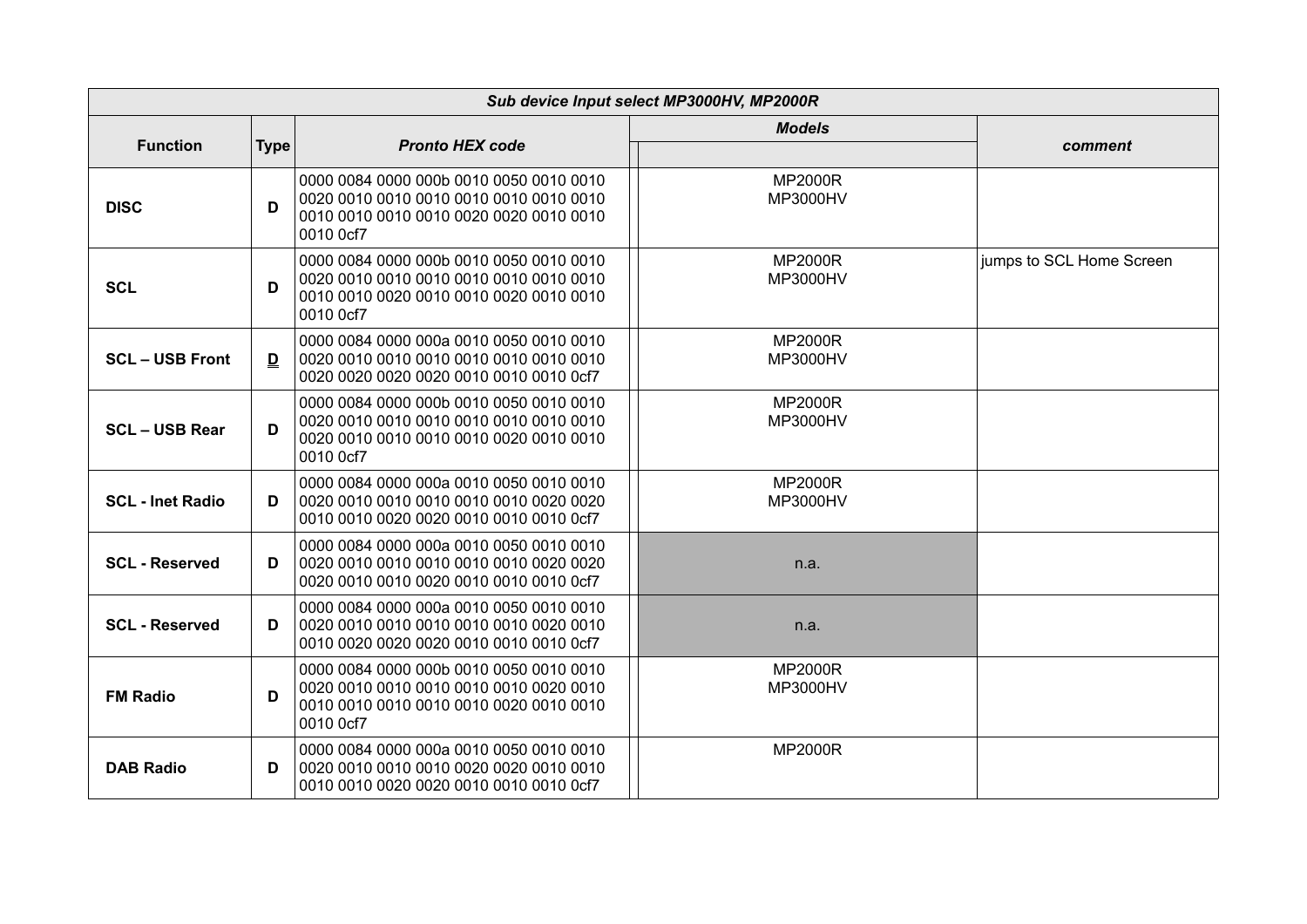| Sub device Input select MP3000HV, MP2000R | | | | |
|---|---|---|---|---|
| **Function** | **Type** | ***Pronto HEX code*** | ***Models*** | ***comment*** |
| **DISC** | **D** | 0000 0084 0000 000b 0010 0050 0010 0010 0020 0010 0010 0010 0010 0010 0010 0010 0010 0010 0010 0010 0020 0020 0010 0010 0010 0cf7 | MP2000R MP3000HV | |
| **SCL** | **D** | 0000 0084 0000 000b 0010 0050 0010 0010 0020 0010 0010 0010 0010 0010 0010 0010 0010 0010 0020 0010 0010 0020 0010 0010 0010 0cf7 | MP2000R MP3000HV | jumps to SCL Home Screen |
| **SCL – USB Front** | **D** | 0000 0084 0000 000a 0010 0050 0010 0010 0020 0010 0010 0010 0010 0010 0010 0010 0020 0020 0020 0020 0010 0010 0010 0cf7 | MP2000R MP3000HV | |
| **SCL – USB Rear** | **D** | 0000 0084 0000 000b 0010 0050 0010 0010 0020 0010 0010 0010 0010 0010 0010 0010 0020 0010 0010 0010 0010 0020 0010 0010 0010 0cf7 | MP2000R MP3000HV | |
| **SCL - Inet Radio** | **D** | 0000 0084 0000 000a 0010 0050 0010 0010 0020 0010 0010 0010 0010 0010 0020 0020 0010 0010 0020 0020 0010 0010 0010 0cf7 | MP2000R MP3000HV | |
| **SCL - Reserved** | **D** | 0000 0084 0000 000a 0010 0050 0010 0010 0020 0010 0010 0010 0010 0010 0020 0020 0020 0010 0010 0020 0010 0010 0010 0cf7 | n.a. | |
| **SCL - Reserved** | **D** | 0000 0084 0000 000a 0010 0050 0010 0010 0020 0010 0010 0010 0010 0010 0020 0010 0010 0020 0020 0020 0010 0010 0010 0cf7 | n.a. | |
| **FM Radio** | **D** | 0000 0084 0000 000b 0010 0050 0010 0010 0020 0010 0010 0010 0010 0010 0020 0010 0010 0010 0010 0010 0010 0020 0010 0010 0010 0cf7 | MP2000R MP3000HV | |
| **DAB Radio** | **D** | 0000 0084 0000 000a 0010 0050 0010 0010 0020 0010 0010 0010 0020 0020 0010 0010 0010 0010 0020 0020 0010 0010 0010 0cf7 | MP2000R | |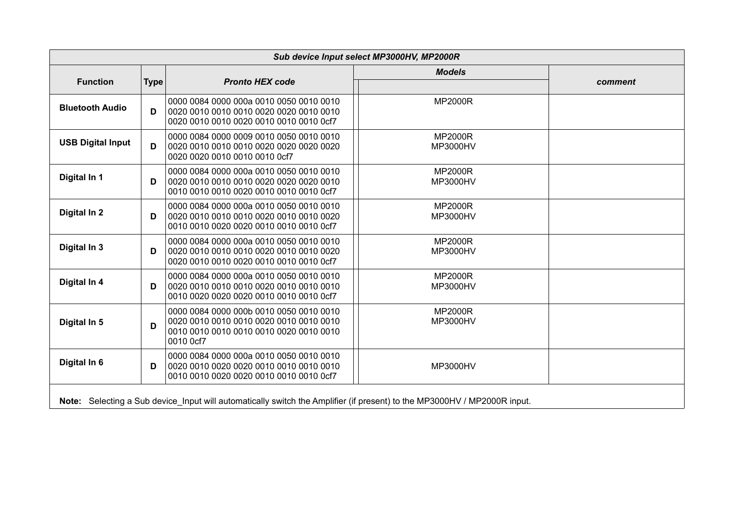| *Sub device Input select MP3000HV, MP2000R* | | | | |
|---|---|---|---|---|
| **Function** | **Type** | ***Pronto HEX code*** | ***Models*** | ***comment*** |
| **Bluetooth Audio** | **D** | 0000 0084 0000 000a 0010 0050 0010 0010 0020 0010 0010 0010 0020 0020 0010 0010 0020 0010 0010 0020 0010 0010 0010 0cf7 | MP2000R | |
| **USB Digital Input** | **D** | 0000 0084 0000 0009 0010 0050 0010 0010 0020 0010 0010 0010 0020 0020 0020 0020 0020 0020 0010 0010 0010 0cf7 | MP2000R<br>MP3000HV | |
| **Digital In 1** | **D** | 0000 0084 0000 000a 0010 0050 0010 0010 0020 0010 0010 0010 0020 0020 0020 0010 0010 0010 0010 0020 0010 0010 0010 0cf7 | MP2000R<br>MP3000HV | |
| **Digital In 2** | **D** | 0000 0084 0000 000a 0010 0050 0010 0010 0020 0010 0010 0010 0020 0010 0010 0020 0010 0010 0020 0020 0010 0010 0010 0cf7 | MP2000R<br>MP3000HV | |
| **Digital In 3** | **D** | 0000 0084 0000 000a 0010 0050 0010 0010 0020 0010 0010 0010 0020 0010 0010 0020 0020 0010 0010 0020 0010 0010 0010 0cf7 | MP2000R<br>MP3000HV | |
| **Digital In 4** | **D** | 0000 0084 0000 000a 0010 0050 0010 0010 0020 0010 0010 0010 0020 0010 0010 0010 0010 0020 0020 0020 0010 0010 0010 0cf7 | MP2000R<br>MP3000HV | |
| **Digital In 5** | **D** | 0000 0084 0000 000b 0010 0050 0010 0010 0020 0010 0010 0010 0020 0010 0010 0010 0010 0010 0010 0010 0010 0020 0010 0010 0010 0cf7 | MP2000R<br>MP3000HV | |
| **Digital In 6** | **D** | 0000 0084 0000 000a 0010 0050 0010 0010 0020 0010 0020 0020 0010 0010 0010 0010 0010 0010 0020 0020 0010 0010 0010 0cf7 | MP3000HV | |

**Note:** Selecting a Sub device_Input will automatically switch the Amplifier (if present) to the MP3000HV / MP2000R input.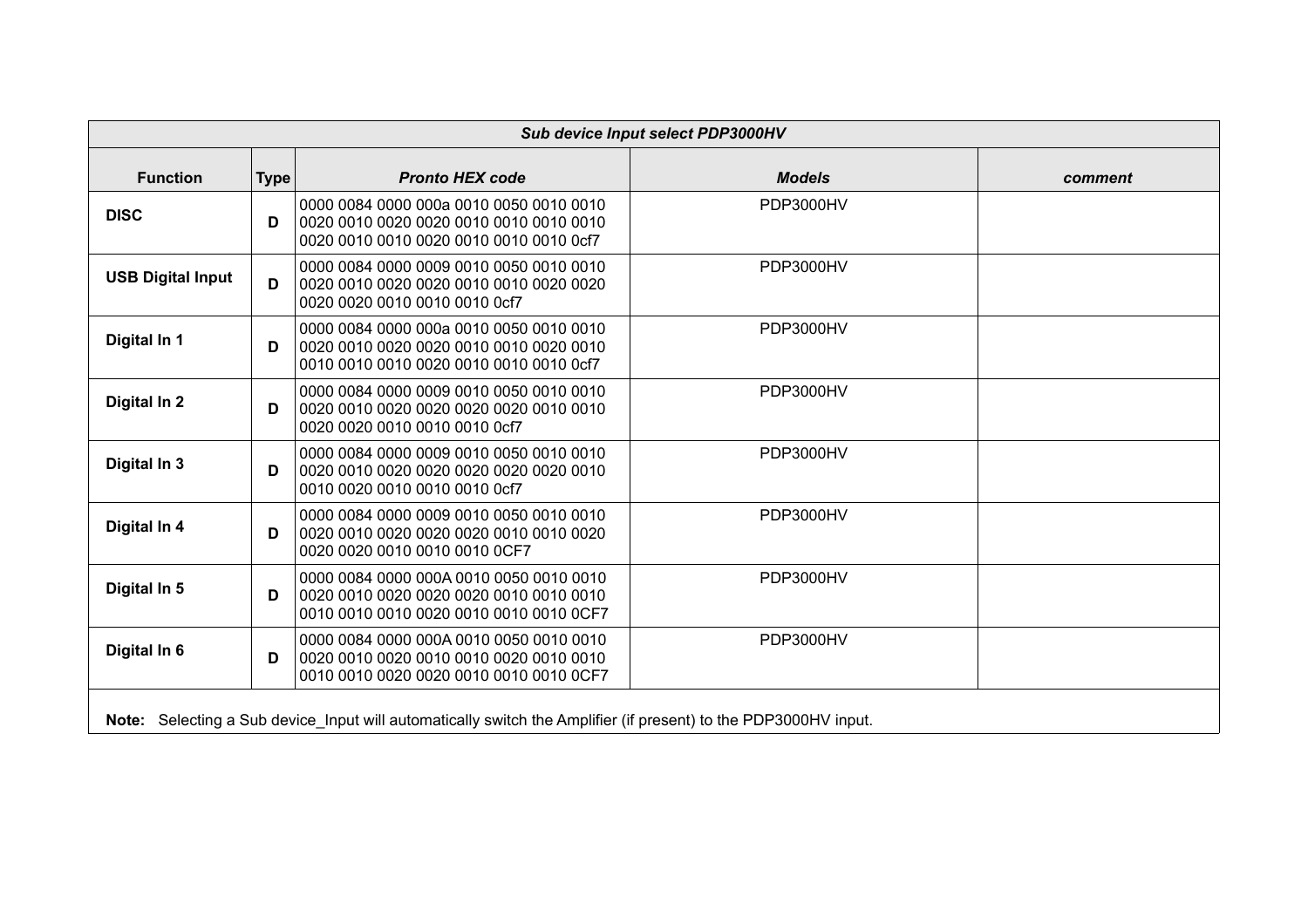| Sub device Input select PDP3000HV | | | | |
|---|---|---|---|---|
| **Function** | **Type** | ***Pronto HEX code*** | ***Models*** | ***comment*** |
| **DISC** | **D** | 0000 0084 0000 000a 0010 0050 0010 0010 0020 0010 0020 0020 0010 0010 0010 0010 0020 0010 0010 0020 0010 0010 0010 0cf7 | PDP3000HV | |
| **USB Digital Input** | **D** | 0000 0084 0000 0009 0010 0050 0010 0010 0020 0010 0020 0020 0010 0010 0020 0020 0020 0020 0010 0010 0010 0cf7 | PDP3000HV | |
| **Digital In 1** | **D** | 0000 0084 0000 000a 0010 0050 0010 0010 0020 0010 0020 0020 0010 0010 0020 0010 0010 0010 0010 0020 0010 0010 0010 0cf7 | PDP3000HV | |
| **Digital In 2** | **D** | 0000 0084 0000 0009 0010 0050 0010 0010 0020 0010 0020 0020 0020 0020 0010 0010 0020 0020 0010 0010 0010 0cf7 | PDP3000HV | |
| **Digital In 3** | **D** | 0000 0084 0000 0009 0010 0050 0010 0010 0020 0010 0020 0020 0020 0020 0020 0010 0010 0020 0010 0010 0010 0cf7 | PDP3000HV | |
| **Digital In 4** | **D** | 0000 0084 0000 0009 0010 0050 0010 0010 0020 0010 0020 0020 0020 0010 0010 0020 0020 0020 0010 0010 0010 0CF7 | PDP3000HV | |
| **Digital In 5** | **D** | 0000 0084 0000 000A 0010 0050 0010 0010 0020 0010 0020 0020 0020 0010 0010 0010 0010 0010 0010 0020 0010 0010 0010 0CF7 | PDP3000HV | |
| **Digital In 6** | **D** | 0000 0084 0000 000A 0010 0050 0010 0010 0020 0010 0020 0010 0010 0020 0010 0010 0010 0010 0020 0020 0010 0010 0010 0CF7 | PDP3000HV | |

**Note:** Selecting a Sub device_Input will automatically switch the Amplifier (if present) to the PDP3000HV input.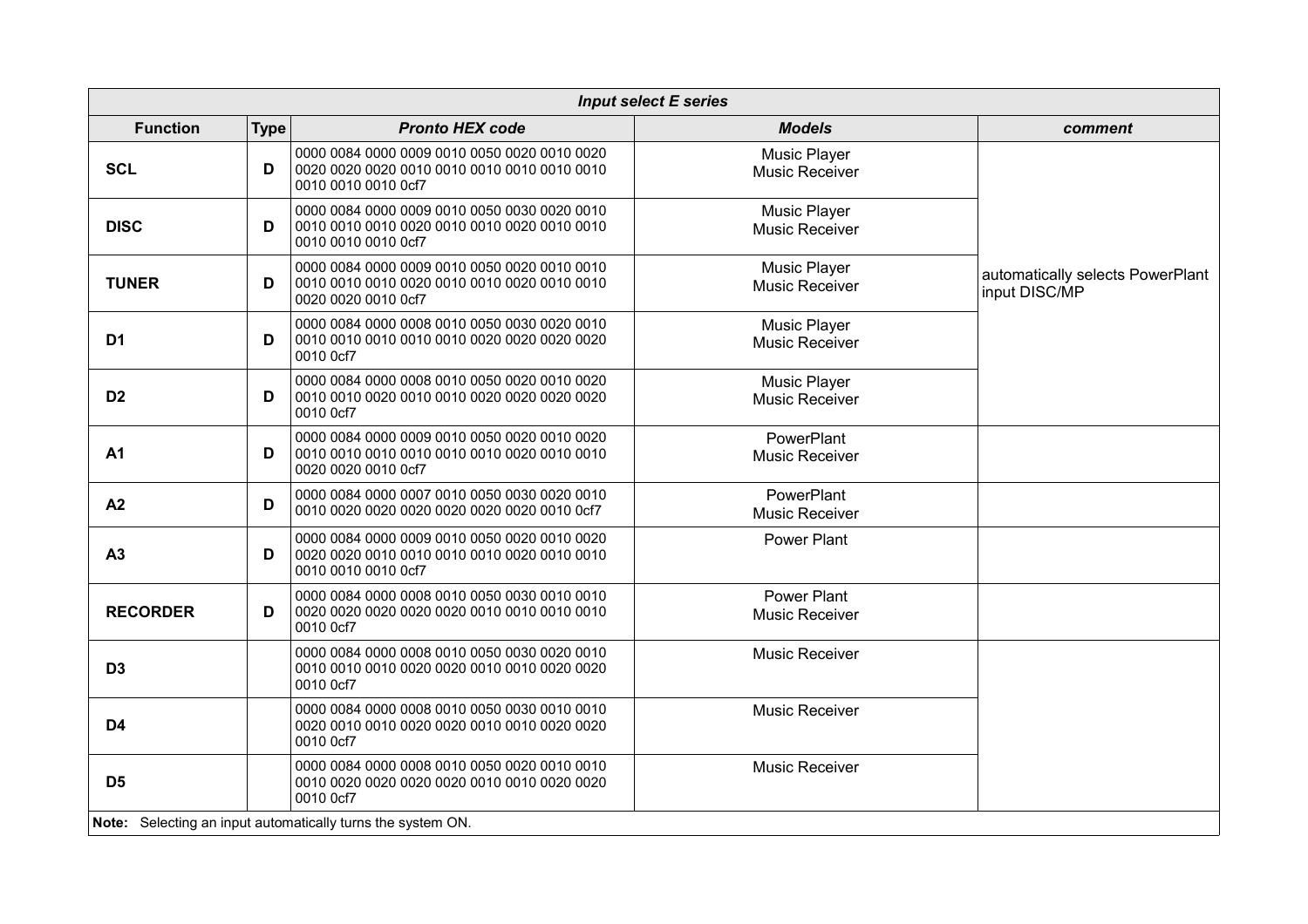| *Input select E series* | | | | |
|---|---|---|---|---|
| **Function** | **Type** | ***Pronto HEX code*** | ***Models*** | ***comment*** |
| **SCL** | **D** | 0000 0084 0000 0009 0010 0050 0020 0010 0020 0020 0020 0020 0010 0010 0010 0010 0010 0010 0010 0010 0cf7 | Music Player<br>Music Receiver | automatically selects PowerPlant input DISC/MP |
| **DISC** | **D** | 0000 0084 0000 0009 0010 0050 0030 0020 0010 0010 0010 0010 0020 0010 0010 0020 0010 0010 0010 0010 0010 0cf7 | Music Player<br>Music Receiver | |
| **TUNER** | **D** | 0000 0084 0000 0009 0010 0050 0020 0010 0010 0010 0010 0010 0020 0010 0010 0020 0010 0010 0020 0020 0010 0cf7 | Music Player<br>Music Receiver | |
| **D1** | **D** | 0000 0084 0000 0008 0010 0050 0030 0020 0010 0010 0010 0010 0010 0010 0020 0020 0020 0020 0010 0cf7 | Music Player<br>Music Receiver | |
| **D2** | **D** | 0000 0084 0000 0008 0010 0050 0020 0010 0020 0010 0010 0020 0010 0010 0020 0020 0020 0020 0010 0cf7 | Music Player<br>Music Receiver | |
| **A1** | **D** | 0000 0084 0000 0009 0010 0050 0020 0010 0020 0010 0010 0010 0010 0010 0010 0020 0010 0010 0020 0020 0010 0cf7 | PowerPlant<br>Music Receiver | |
| **A2** | **D** | 0000 0084 0000 0007 0010 0050 0030 0020 0010 0010 0020 0020 0020 0020 0020 0020 0010 0cf7 | PowerPlant<br>Music Receiver | |
| **A3** | **D** | 0000 0084 0000 0009 0010 0050 0020 0010 0020 0020 0020 0010 0010 0010 0010 0020 0010 0010 0010 0010 0010 0cf7 | Power Plant | |
| **RECORDER** | **D** | 0000 0084 0000 0008 0010 0050 0030 0010 0010 0020 0020 0020 0020 0020 0010 0010 0010 0010 0010 0cf7 | Power Plant<br>Music Receiver | |
| **D3** | | 0000 0084 0000 0008 0010 0050 0030 0020 0010 0010 0010 0010 0020 0020 0010 0010 0020 0020 0010 0cf7 | Music Receiver | |
| **D4** | | 0000 0084 0000 0008 0010 0050 0030 0010 0010 0020 0010 0010 0020 0020 0010 0010 0020 0020 0010 0cf7 | Music Receiver | |
| **D5** | | 0000 0084 0000 0008 0010 0050 0020 0010 0010 0010 0020 0020 0020 0010 0010 0020 0020 0010 0cf7 | Music Receiver | |

**Note:** Selecting an input automatically turns the system ON.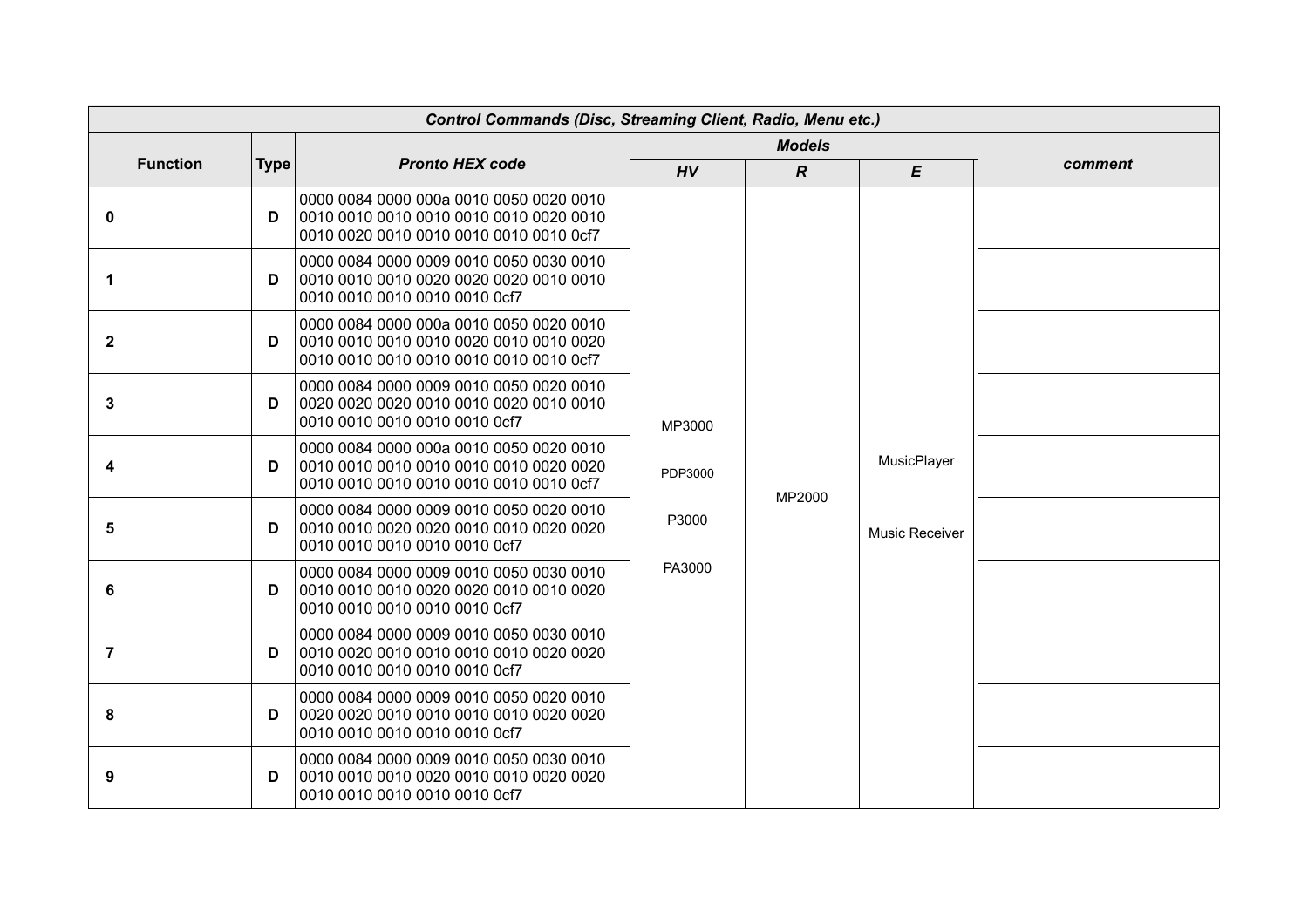| Control Commands (Disc, Streaming Client, Radio, Menu etc.) | | | | | | |
|---|---|---|---|---|---|---|
| **Function** | **Type** | ***Pronto HEX code*** | ***Models*** | | | ***comment*** |
| | | | ***HV*** | ***R*** | ***E*** | |
| **0** | **D** | 0000 0084 0000 000a 0010 0050 0020 0010 0010 0010 0010 0010 0010 0010 0020 0010 0010 0020 0010 0010 0010 0010 0010 0cf7 | MP3000<br>PDP3000<br>P3000<br>PA3000 | MP2000 | MusicPlayer<br>Music Receiver | |
| **1** | **D** | 0000 0084 0000 0009 0010 0050 0030 0010 0010 0010 0010 0020 0020 0020 0010 0010 0010 0010 0010 0010 0010 0cf7 | | | | |
| **2** | **D** | 0000 0084 0000 000a 0010 0050 0020 0010 0010 0010 0010 0010 0020 0010 0010 0020 0010 0010 0010 0010 0010 0010 0010 0cf7 | | | | |
| **3** | **D** | 0000 0084 0000 0009 0010 0050 0020 0010 0020 0020 0020 0010 0010 0020 0010 0010 0010 0010 0010 0010 0010 0cf7 | | | | |
| **4** | **D** | 0000 0084 0000 000a 0010 0050 0020 0010 0010 0010 0010 0010 0010 0010 0020 0020 0010 0010 0010 0010 0010 0010 0010 0cf7 | | | | |
| **5** | **D** | 0000 0084 0000 0009 0010 0050 0020 0010 0010 0010 0020 0020 0010 0010 0020 0020 0010 0010 0010 0010 0010 0cf7 | | | | |
| **6** | **D** | 0000 0084 0000 0009 0010 0050 0030 0010 0010 0010 0010 0020 0020 0010 0010 0020 0010 0010 0010 0010 0010 0cf7 | | | | |
| **7** | **D** | 0000 0084 0000 0009 0010 0050 0030 0010 0010 0020 0010 0010 0010 0010 0020 0020 0010 0010 0010 0010 0010 0cf7 | | | | |
| **8** | **D** | 0000 0084 0000 0009 0010 0050 0020 0010 0020 0020 0010 0010 0010 0010 0020 0020 0010 0010 0010 0010 0010 0cf7 | | | | |
| **9** | **D** | 0000 0084 0000 0009 0010 0050 0030 0010 0010 0010 0010 0020 0010 0010 0020 0020 0010 0010 0010 0010 0010 0cf7 | | | | |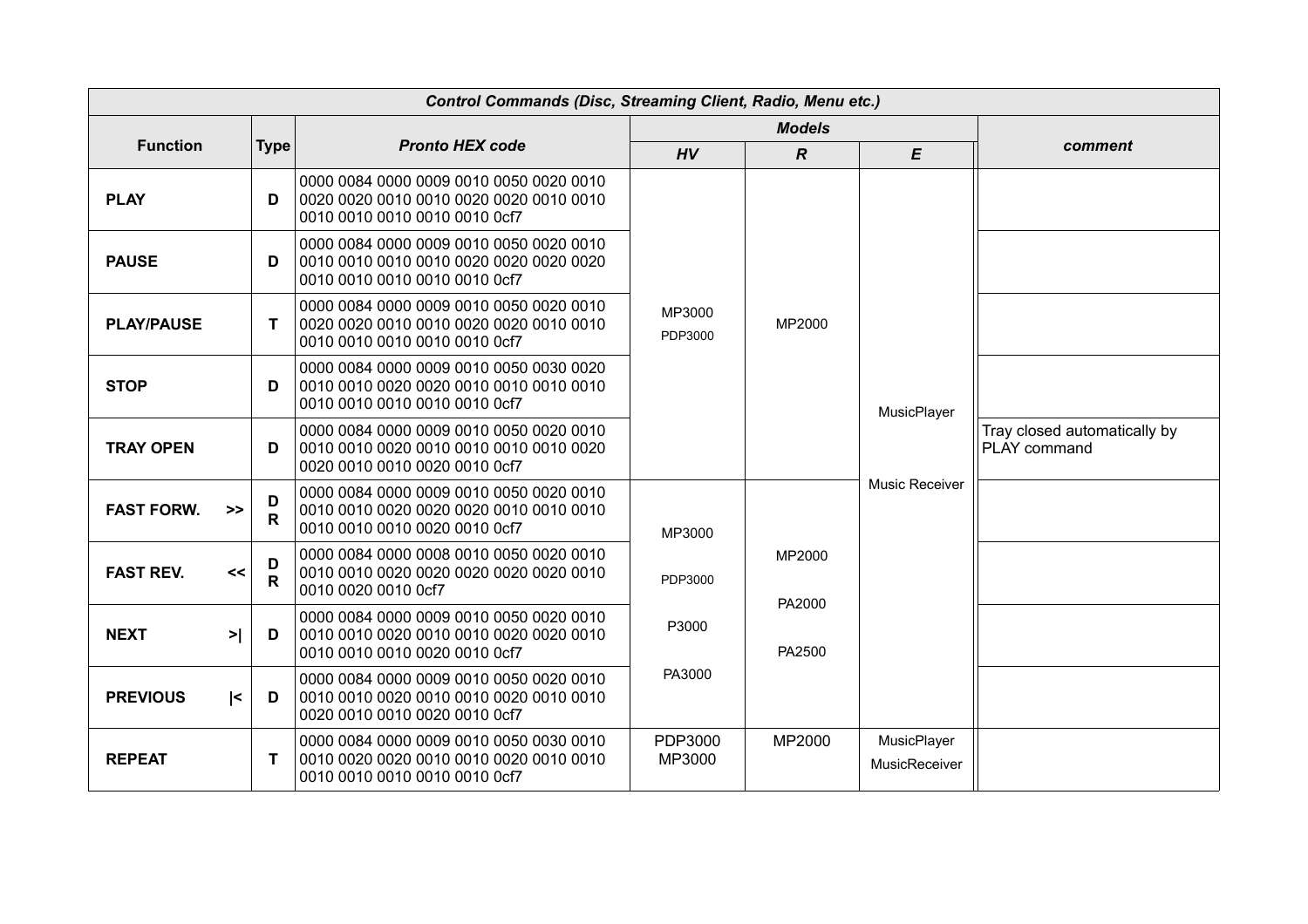| Control Commands (Disc, Streaming Client, Radio, Menu etc.) | | | | | | |
|---|---|---|---|---|---|---|
| **Function** | **Type** | ***Pronto HEX code*** | ***Models*** | | | ***comment*** |
| | | | ***HV*** | ***R*** | ***E*** | |
| **PLAY** | **D** | 0000 0084 0000 0009 0010 0050 0020 0010 0020 0020 0010 0010 0020 0020 0010 0010 0010 0010 0010 0010 0010 0cf7 | MP3000 PDP3000 | MP2000 | MusicPlayer Music Receiver | |
| **PAUSE** | **D** | 0000 0084 0000 0009 0010 0050 0020 0010 0010 0010 0010 0010 0020 0020 0020 0020 0010 0010 0010 0010 0010 0cf7 | | | | |
| **PLAY/PAUSE** | **T** | 0000 0084 0000 0009 0010 0050 0020 0010 0020 0020 0010 0010 0020 0020 0010 0010 0010 0010 0010 0010 0010 0cf7 | | | | |
| **STOP** | **D** | 0000 0084 0000 0009 0010 0050 0030 0020 0010 0010 0020 0020 0010 0010 0010 0010 0010 0010 0010 0010 0010 0cf7 | | | | |
| **TRAY OPEN** | **D** | 0000 0084 0000 0009 0010 0050 0020 0010 0010 0010 0020 0010 0010 0010 0010 0020 0020 0010 0010 0020 0010 0cf7 | | | | Tray closed automatically by PLAY command |
| **FAST FORW. >>** | **D R** | 0000 0084 0000 0009 0010 0050 0020 0010 0010 0010 0020 0020 0020 0010 0010 0010 0010 0010 0010 0020 0010 0cf7 | MP3000 PDP3000 P3000 PA3000 | MP2000 PA2000 PA2500 | | |
| **FAST REV. <<** | **D R** | 0000 0084 0000 0008 0010 0050 0020 0010 0010 0010 0020 0020 0020 0020 0020 0010 0010 0020 0010 0cf7 | | | | |
| **NEXT >\|** | **D** | 0000 0084 0000 0009 0010 0050 0020 0010 0010 0010 0020 0010 0010 0020 0020 0010 0010 0010 0010 0020 0010 0cf7 | | | | |
| **PREVIOUS \|<** | **D** | 0000 0084 0000 0009 0010 0050 0020 0010 0010 0010 0020 0010 0010 0020 0010 0010 0020 0010 0010 0020 0010 0cf7 | | | | |
| **REPEAT** | **T** | 0000 0084 0000 0009 0010 0050 0030 0010 0010 0020 0020 0010 0010 0020 0010 0010 0010 0010 0010 0010 0010 0cf7 | PDP3000 MP3000 | MP2000 | MusicPlayer MusicReceiver | |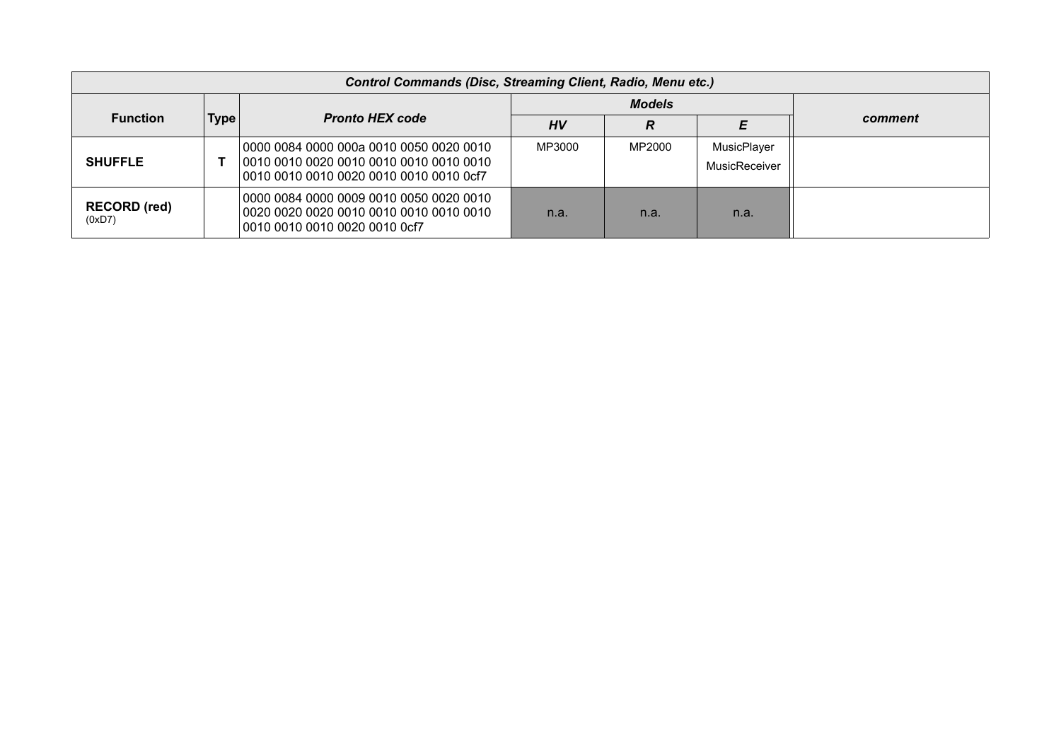| Control Commands (Disc, Streaming Client, Radio, Menu etc.) | | | | | | |
|---|---|---|---|---|---|---|
| **Function** | **Type** | ***Pronto HEX code*** | ***Models*** | | | ***comment*** |
| | | | ***HV*** | ***R*** | ***E*** | |
| **SHUFFLE** | **T** | 0000 0084 0000 000a 0010 0050 0020 0010 0010 0010 0020 0010 0010 0010 0010 0010 0010 0010 0010 0020 0010 0010 0010 0cf7 | MP3000 | MP2000 | MusicPlayer MusicReceiver | |
| **RECORD (red)** (0xD7) | | 0000 0084 0000 0009 0010 0050 0020 0010 0020 0020 0020 0010 0010 0010 0010 0010 0010 0010 0010 0020 0010 0cf7 | n.a. | n.a. | n.a. | |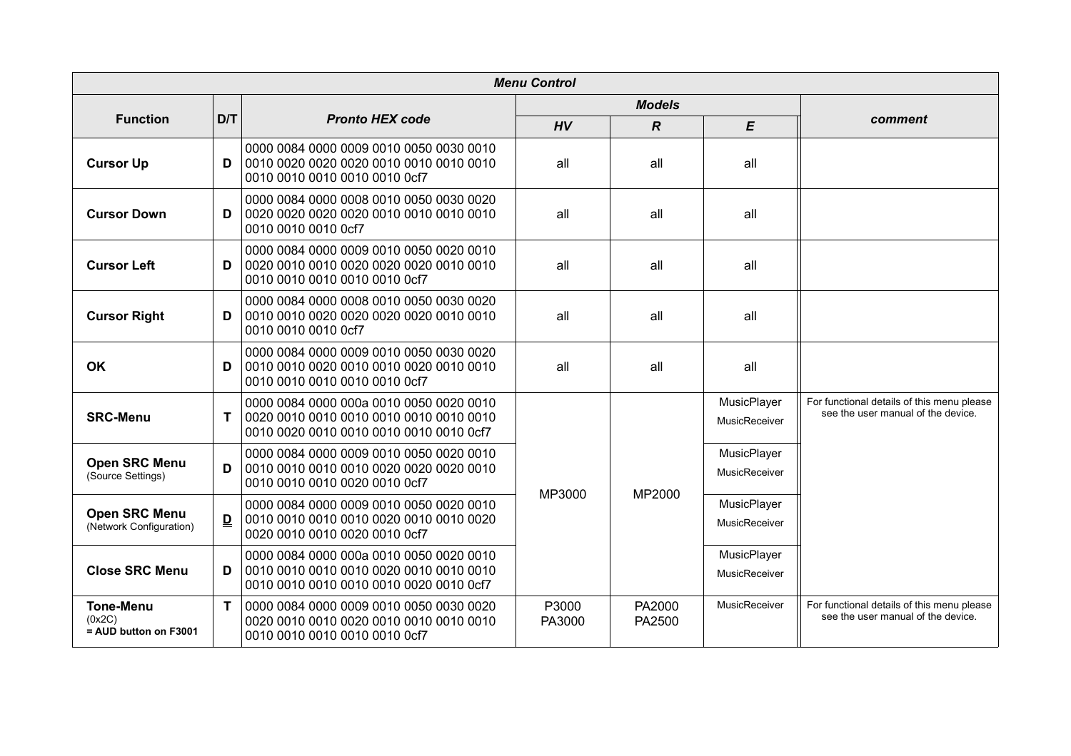| Menu Control | | | | | | |
|---|---|---|---|---|---|---|
| **Function** | **D/T** | ***Pronto HEX code*** | ***Models*** | | | ***comment*** |
| | | | ***HV*** | ***R*** | ***E*** | |
| **Cursor Up** | **D** | 0000 0084 0000 0009 0010 0050 0030 0010 0010 0020 0020 0020 0010 0010 0010 0010 0010 0010 0010 0010 0010 0cf7 | all | all | all | |
| **Cursor Down** | **D** | 0000 0084 0000 0008 0010 0050 0030 0020 0020 0020 0020 0020 0010 0010 0010 0010 0010 0010 0010 0cf7 | all | all | all | |
| **Cursor Left** | **D** | 0000 0084 0000 0009 0010 0050 0020 0010 0020 0010 0010 0020 0020 0020 0010 0010 0010 0010 0010 0010 0010 0cf7 | all | all | all | |
| **Cursor Right** | **D** | 0000 0084 0000 0008 0010 0050 0030 0020 0010 0010 0020 0020 0020 0020 0010 0010 0010 0010 0010 0cf7 | all | all | all | |
| **OK** | **D** | 0000 0084 0000 0009 0010 0050 0030 0020 0010 0010 0020 0010 0010 0020 0010 0010 0010 0010 0010 0010 0010 0cf7 | all | all | all | |
| **SRC-Menu** | **T** | 0000 0084 0000 000a 0010 0050 0020 0010 0020 0010 0010 0010 0010 0010 0010 0010 0010 0020 0010 0010 0010 0010 0010 0cf7 | MP3000 | MP2000 | MusicPlayer MusicReceiver | For functional details of this menu please see the user manual of the device. |
| **Open SRC Menu** (Source Settings) | **D** | 0000 0084 0000 0009 0010 0050 0020 0010 0010 0010 0010 0010 0020 0020 0020 0010 0010 0010 0010 0020 0010 0cf7 | MP3000 | MP2000 | MusicPlayer MusicReceiver | |
| **Open SRC Menu** (Network Configuration) | **D** | 0000 0084 0000 0009 0010 0050 0020 0010 0010 0010 0010 0010 0020 0010 0010 0020 0020 0010 0010 0020 0010 0cf7 | MP3000 | MP2000 | MusicPlayer MusicReceiver | |
| **Close SRC Menu** | **D** | 0000 0084 0000 000a 0010 0050 0020 0010 0010 0010 0010 0010 0020 0010 0010 0010 0010 0010 0010 0010 0010 0020 0010 0cf7 | MP3000 | MP2000 | MusicPlayer MusicReceiver | |
| **Tone-Menu** (0x2C) **= AUD button on F3001** | **T** | 0000 0084 0000 0009 0010 0050 0030 0020 0020 0010 0010 0020 0010 0010 0010 0010 0010 0010 0010 0010 0010 0cf7 | P3000 PA3000 | PA2000 PA2500 | MusicReceiver | For functional details of this menu please see the user manual of the device. |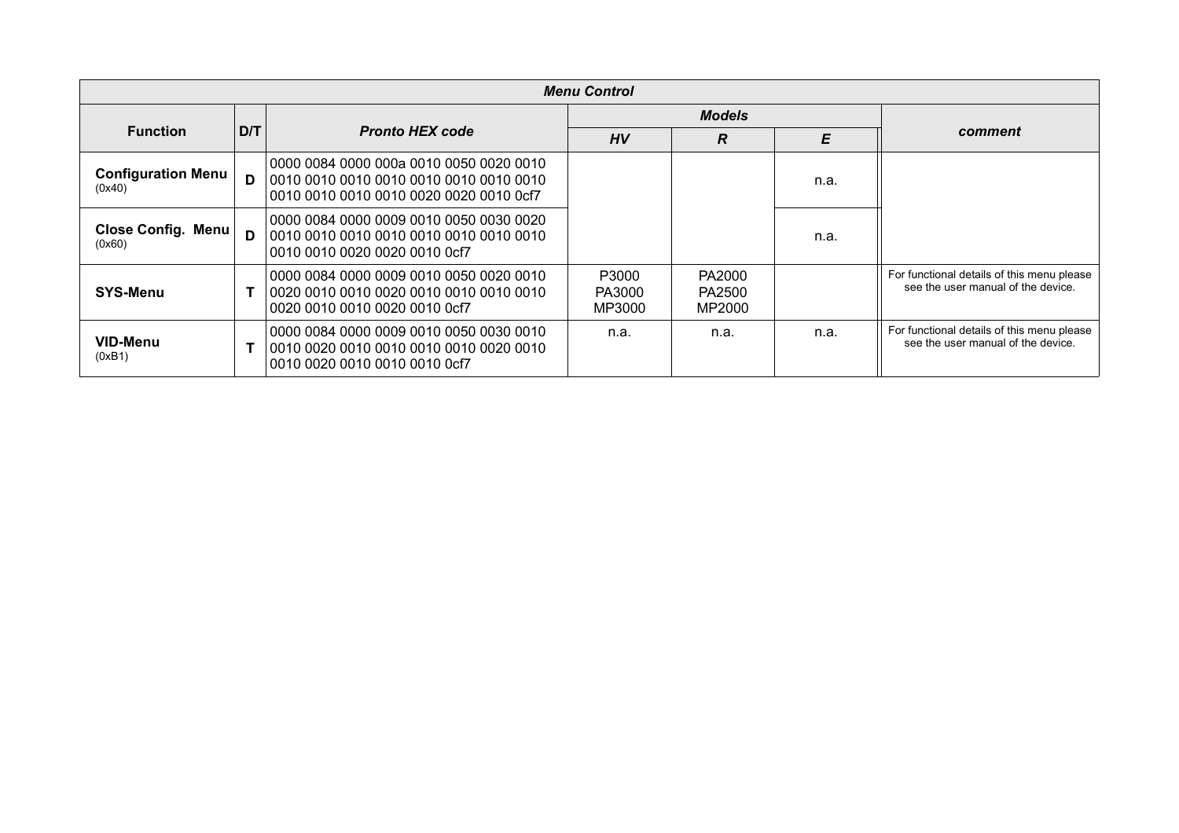| ***Menu Control*** | | | | | | |
|---|---|---|---|---|---|---|
| **Function** | **D/T** | ***Pronto HEX code*** | ***Models*** | | | ***comment*** |
| | | | ***HV*** | ***R*** | ***E*** | |
| **Configuration Menu** (0x40) | **D** | 0000 0084 0000 000a 0010 0050 0020 0010 0010 0010 0010 0010 0010 0010 0010 0010 0010 0010 0010 0010 0020 0020 0010 0cf7 | | | n.a. | |
| **Close Config. Menu** (0x60) | **D** | 0000 0084 0000 0009 0010 0050 0030 0020 0010 0010 0010 0010 0010 0010 0010 0010 0010 0010 0020 0020 0010 0cf7 | | | n.a. | |
| **SYS-Menu** | **T** | 0000 0084 0000 0009 0010 0050 0020 0010 0020 0010 0010 0020 0010 0010 0010 0010 0020 0010 0010 0020 0010 0cf7 | P3000 PA3000 MP3000 | PA2000 PA2500 MP2000 | | For functional details of this menu please see the user manual of the device. |
| **VID-Menu** (0xB1) | **T** | 0000 0084 0000 0009 0010 0050 0030 0010 0010 0020 0010 0010 0010 0010 0020 0010 0010 0020 0010 0010 0010 0cf7 | n.a. | n.a. | n.a. | For functional details of this menu please see the user manual of the device. |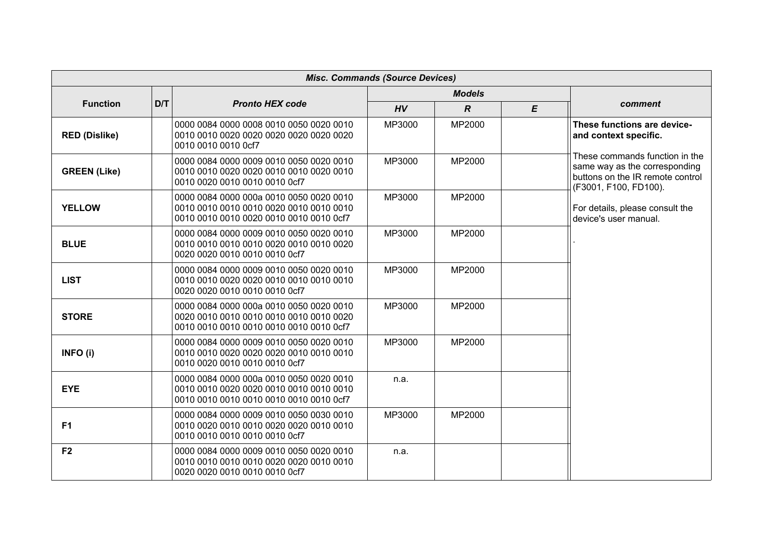| Misc. Commands (Source Devices) | | | | | | |
|---|---|---|---|---|---|---|
| **Function** | **D/T** | ***Pronto HEX code*** | ***Models*** | | | ***comment*** |
| | | | ***HV*** | ***R*** | ***E*** | |
| **RED (Dislike)** | | 0000 0084 0000 0008 0010 0050 0020 0010 0010 0010 0020 0020 0020 0020 0020 0020 0010 0010 0010 0cf7 | MP3000 | MP2000 | | **These functions are device- and context specific.** These commands function in the same way as the corresponding buttons on the IR remote control (F3001, F100, FD100). For details, please consult the device's user manual. . |
| **GREEN (Like)** | | 0000 0084 0000 0009 0010 0050 0020 0010 0010 0010 0020 0020 0010 0010 0020 0010 0010 0020 0010 0010 0010 0cf7 | MP3000 | MP2000 | | |
| **YELLOW** | | 0000 0084 0000 000a 0010 0050 0020 0010 0010 0010 0010 0010 0020 0010 0010 0010 0010 0010 0010 0020 0010 0010 0010 0cf7 | MP3000 | MP2000 | | |
| **BLUE** | | 0000 0084 0000 0009 0010 0050 0020 0010 0010 0010 0010 0010 0020 0010 0010 0020 0020 0020 0010 0010 0010 0cf7 | MP3000 | MP2000 | | |
| **LIST** | | 0000 0084 0000 0009 0010 0050 0020 0010 0010 0010 0020 0020 0010 0010 0010 0010 0020 0020 0010 0010 0010 0cf7 | MP3000 | MP2000 | | |
| **STORE** | | 0000 0084 0000 000a 0010 0050 0020 0010 0020 0010 0010 0010 0010 0010 0010 0020 0010 0010 0010 0010 0010 0010 0010 0cf7 | MP3000 | MP2000 | | |
| **INFO (i)** | | 0000 0084 0000 0009 0010 0050 0020 0010 0010 0010 0020 0020 0020 0010 0010 0010 0010 0020 0010 0010 0010 0cf7 | MP3000 | MP2000 | | |
| **EYE** | | 0000 0084 0000 000a 0010 0050 0020 0010 0010 0010 0020 0020 0010 0010 0010 0010 0010 0010 0010 0010 0010 0010 0010 0cf7 | n.a. | | | |
| **F1** | | 0000 0084 0000 0009 0010 0050 0030 0010 0010 0020 0010 0010 0020 0020 0010 0010 0010 0010 0010 0010 0010 0cf7 | MP3000 | MP2000 | | |
| **F2** | | 0000 0084 0000 0009 0010 0050 0020 0010 0010 0010 0010 0010 0020 0020 0010 0010 0020 0020 0010 0010 0010 0cf7 | n.a. | | | |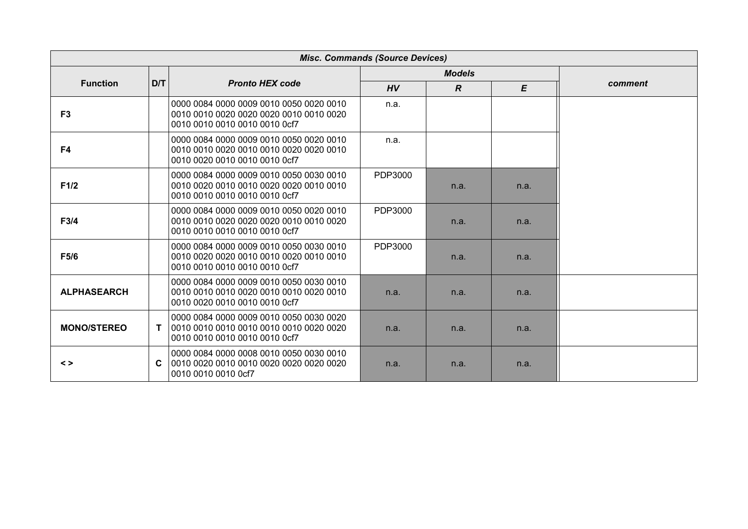| *Misc. Commands (Source Devices)* | | | | | | |
|---|---|---|---|---|---|---|
| **Function** | **D/T** | ***Pronto HEX code*** | ***Models*** | | | ***comment*** |
| | | | ***HV*** | ***R*** | ***E*** | |
| **F3** | | 0000 0084 0000 0009 0010 0050 0020 0010 0010 0010 0020 0020 0020 0010 0010 0020 0010 0010 0010 0010 0010 0cf7 | n.a. | | | |
| **F4** | | 0000 0084 0000 0009 0010 0050 0020 0010 0010 0010 0020 0010 0010 0020 0020 0010 0010 0020 0010 0010 0010 0cf7 | n.a. | | | |
| **F1/2** | | 0000 0084 0000 0009 0010 0050 0030 0010 0010 0020 0010 0010 0020 0020 0010 0010 0010 0010 0010 0010 0010 0cf7 | PDP3000 | n.a. | n.a. | |
| **F3/4** | | 0000 0084 0000 0009 0010 0050 0020 0010 0010 0010 0020 0020 0020 0010 0010 0020 0010 0010 0010 0010 0010 0cf7 | PDP3000 | n.a. | n.a. | |
| **F5/6** | | 0000 0084 0000 0009 0010 0050 0030 0010 0010 0020 0020 0010 0010 0020 0010 0010 0010 0010 0010 0010 0010 0cf7 | PDP3000 | n.a. | n.a. | |
| **ALPHASEARCH** | | 0000 0084 0000 0009 0010 0050 0030 0010 0010 0010 0010 0020 0010 0010 0020 0010 0010 0020 0010 0010 0010 0cf7 | n.a. | n.a. | n.a. | |
| **MONO/STEREO** | **T** | 0000 0084 0000 0009 0010 0050 0030 0020 0010 0010 0010 0010 0010 0010 0020 0020 0010 0010 0010 0010 0010 0cf7 | n.a. | n.a. | n.a. | |
| **< >** | **C** | 0000 0084 0000 0008 0010 0050 0030 0010 0010 0020 0010 0010 0020 0020 0020 0020 0010 0010 0010 0cf7 | n.a. | n.a. | n.a. | |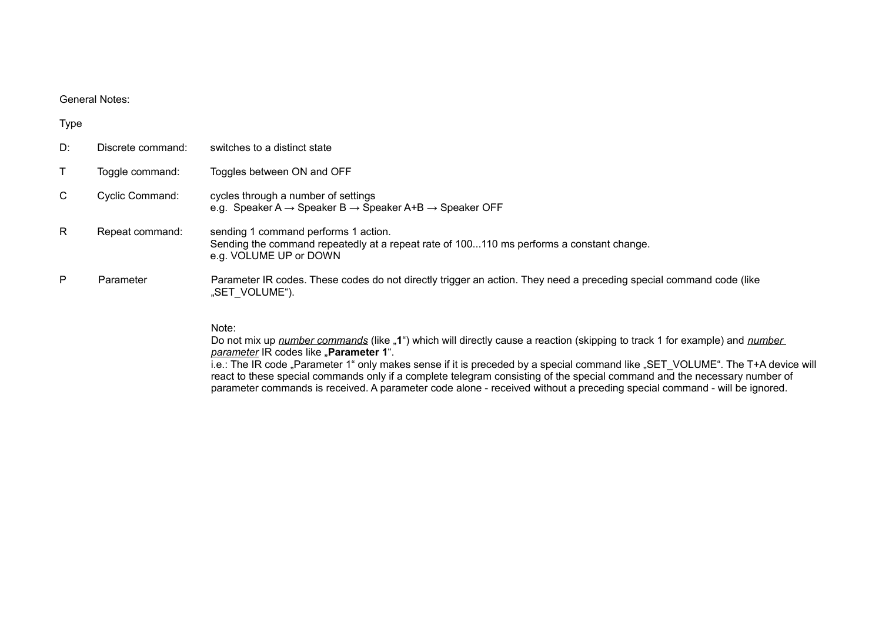General Notes:

Type

| | | |
|---|---|---|
| D: | Discrete command: | switches to a distinct state |
| T | Toggle command: | Toggles between ON and OFF |
| C | Cyclic Command: | cycles through a number of settings<br>e.g. Speaker A → Speaker B → Speaker A+B → Speaker OFF |
| R | Repeat command: | sending 1 command performs 1 action.<br>Sending the command repeatedly at a repeat rate of 100...110 ms performs a constant change.<br>e.g. VOLUME UP or DOWN |
| P | Parameter | Parameter IR codes. These codes do not directly trigger an action. They need a preceding special command code (like „SET_VOLUME“). |

Note:
Do not mix up ***number commands*** (like „**1**“) which will directly cause a reaction (skipping to track 1 for example) and ***number parameter*** IR codes like „**Parameter 1**“.
i.e.: The IR code „Parameter 1“ only makes sense if it is preceded by a special command like „SET_VOLUME“. The T+A device will react to these special commands only if a complete telegram consisting of the special command and the necessary number of parameter commands is received. A parameter code alone - received without a preceding special command - will be ignored.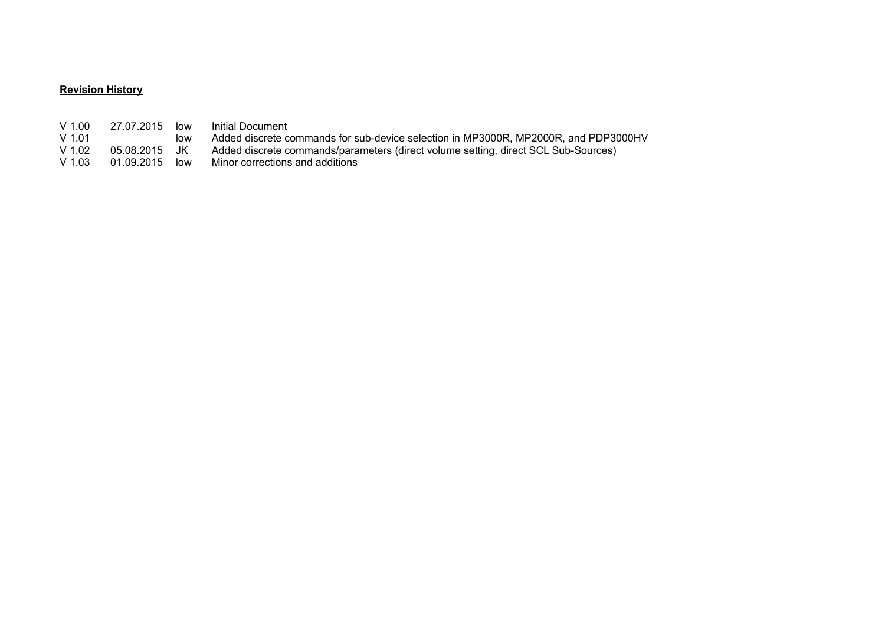**Revision History**

| | | | |
|---|---|---|---|
| V 1.00 | 27.07.2015 | low | Initial Document |
| V 1.01 | | low | Added discrete commands for sub-device selection in MP3000R, MP2000R, and PDP3000HV |
| V 1.02 | 05.08.2015 | JK | Added discrete commands/parameters (direct volume setting, direct SCL Sub-Sources) |
| V 1.03 | 01.09.2015 | low | Minor corrections and additions |